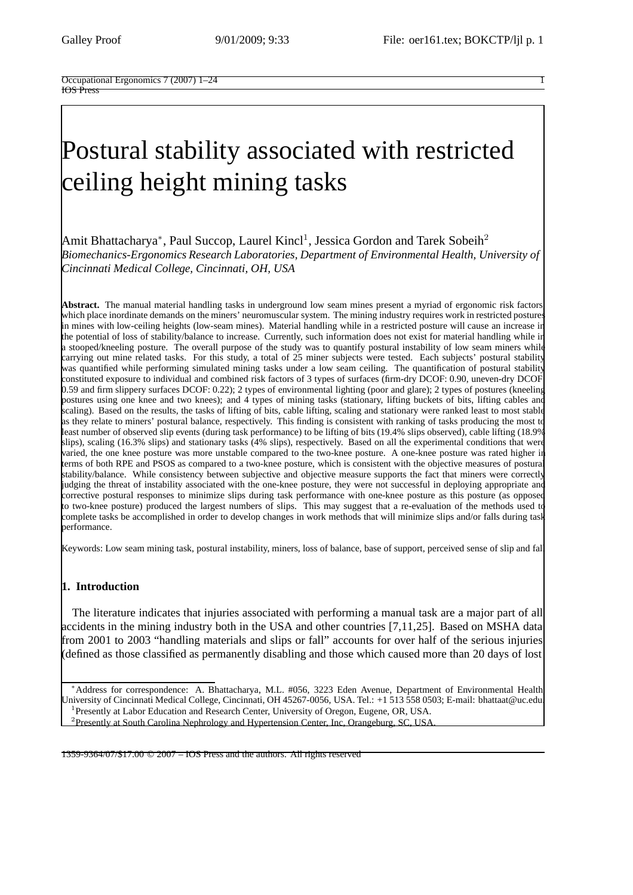# Postural stability associated with restricted ceiling height mining tasks

Amit Bhattacharya*, Paul Succop, Laurel Kincl[1], Jessica Gordon and Tarek Sobeih[2]

*Biomechanics-Ergonomics Research Laboratories, Department of Environmental Health, University of Cincinnati Medical College, Cincinnati, OH, USA*

**Abstract.** The manual material handling tasks in underground low seam mines present a myriad of ergonomic risk factors which place inordinate demands on the miners' neuromuscular system. The mining industry requires work in restricted postures in mines with low-ceiling heights (low-seam mines). Material handling while in a restricted posture will cause an increase in the potential of loss of stability/balance to increase. Currently, such information does not exist for material handling while in a stooped/kneeling posture. The overall purpose of the study was to quantify postural instability of low seam miners while carrying out mine related tasks. For this study, a total of 25 miner subjects were tested. Each subjects' postural stability was quantified while performing simulated mining tasks under a low seam ceiling. The quantification of postural stability constituted exposure to individual and combined risk factors of 3 types of surfaces (firm-dry DCOF: 0.90, uneven-dry DCOF: 0.59 and firm slippery surfaces DCOF: 0.22); 2 types of environmental lighting (poor and glare); 2 types of postures (kneeling postures using one knee and two knees); and 4 types of mining tasks (stationary, lifting buckets of bits, lifting cables and scaling). Based on the results, the tasks of lifting of bits, cable lifting, scaling and stationary were ranked least to most stable as they relate to miners' postural balance, respectively. This finding is consistent with ranking of tasks producing the most to least number of observed slip events (during task performance) to be lifting of bits (19.4% slips observed), cable lifting (18.9% slips), scaling (16.3% slips) and stationary tasks (4% slips), respectively. Based on all the experimental conditions that were varied, the one knee posture was more unstable compared to the two-knee posture. A one-knee posture was rated higher in terms of both RPE and PSOS as compared to a two-knee posture, which is consistent with the objective measures of postural stability/balance. While consistency between subjective and objective measure supports the fact that miners were correctly judging the threat of instability associated with the one-knee posture, they were not successful in deploying appropriate and corrective postural responses to minimize slips during task performance with one-knee posture as this posture (as opposed to two-knee posture) produced the largest numbers of slips. This may suggest that a re-evaluation of the methods used to complete tasks be accomplished in order to develop changes in work methods that will minimize slips and/or falls during task performance.

Keywords: Low seam mining task, postural instability, miners, loss of balance, base of support, perceived sense of slip and fall

## 1. Introduction

The literature indicates that injuries associated with performing a manual task are a major part of all accidents in the mining industry both in the USA and other countries [7,11,25]. Based on MSHA data from 2001 to 2003 "handling materials and slips or fall" accounts for over half of the serious injuries (defined as those classified as permanently disabling and those which caused more than 20 days of lost

*Address for correspondence: A. Bhattacharya, M.L. #056, 3223 Eden Avenue, Department of Environmental Health, University of Cincinnati Medical College, Cincinnati, OH 45267-0056, USA. Tel.: +1 513 558 0503; E-mail: bhattaat@uc.edu.

[1]Presently at Labor Education and Research Center, University of Oregon, Eugene, OR, USA.

[2]Presently at South Carolina Nephrology and Hypertension Center, Inc, Orangeburg, SC, USA.

1359-9364/07/$17.00 © 2007 – IOS Press and the authors. All rights reserved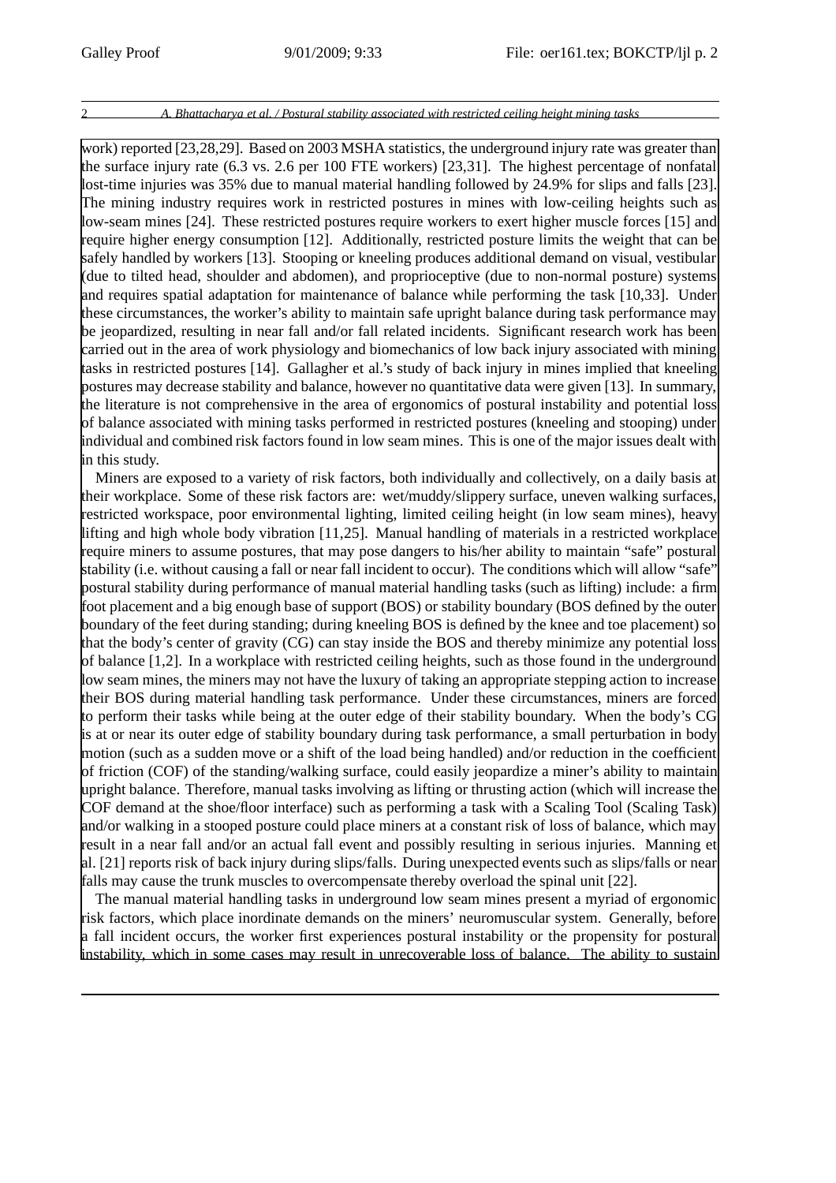work) reported [23,28,29]. Based on 2003 MSHA statistics, the underground injury rate was greater than the surface injury rate (6.3 vs. 2.6 per 100 FTE workers) [23,31]. The highest percentage of nonfatal lost-time injuries was 35% due to manual material handling followed by 24.9% for slips and falls [23]. The mining industry requires work in restricted postures in mines with low-ceiling heights such as low-seam mines [24]. These restricted postures require workers to exert higher muscle forces [15] and require higher energy consumption [12]. Additionally, restricted posture limits the weight that can be safely handled by workers [13]. Stooping or kneeling produces additional demand on visual, vestibular (due to tilted head, shoulder and abdomen), and proprioceptive (due to non-normal posture) systems and requires spatial adaptation for maintenance of balance while performing the task [10,33]. Under these circumstances, the worker's ability to maintain safe upright balance during task performance may be jeopardized, resulting in near fall and/or fall related incidents. Significant research work has been carried out in the area of work physiology and biomechanics of low back injury associated with mining tasks in restricted postures [14]. Gallagher et al.'s study of back injury in mines implied that kneeling postures may decrease stability and balance, however no quantitative data were given [13]. In summary, the literature is not comprehensive in the area of ergonomics of postural instability and potential loss of balance associated with mining tasks performed in restricted postures (kneeling and stooping) under individual and combined risk factors found in low seam mines. This is one of the major issues dealt with in this study.

Miners are exposed to a variety of risk factors, both individually and collectively, on a daily basis at their workplace. Some of these risk factors are: wet/muddy/slippery surface, uneven walking surfaces, restricted workspace, poor environmental lighting, limited ceiling height (in low seam mines), heavy lifting and high whole body vibration [11,25]. Manual handling of materials in a restricted workplace require miners to assume postures, that may pose dangers to his/her ability to maintain "safe" postural stability (i.e. without causing a fall or near fall incident to occur). The conditions which will allow "safe" postural stability during performance of manual material handling tasks (such as lifting) include: a firm foot placement and a big enough base of support (BOS) or stability boundary (BOS defined by the outer boundary of the feet during standing; during kneeling BOS is defined by the knee and toe placement) so that the body's center of gravity (CG) can stay inside the BOS and thereby minimize any potential loss of balance [1,2]. In a workplace with restricted ceiling heights, such as those found in the underground low seam mines, the miners may not have the luxury of taking an appropriate stepping action to increase their BOS during material handling task performance. Under these circumstances, miners are forced to perform their tasks while being at the outer edge of their stability boundary. When the body's CG is at or near its outer edge of stability boundary during task performance, a small perturbation in body motion (such as a sudden move or a shift of the load being handled) and/or reduction in the coefficient of friction (COF) of the standing/walking surface, could easily jeopardize a miner's ability to maintain upright balance. Therefore, manual tasks involving as lifting or thrusting action (which will increase the COF demand at the shoe/floor interface) such as performing a task with a Scaling Tool (Scaling Task) and/or walking in a stooped posture could place miners at a constant risk of loss of balance, which may result in a near fall and/or an actual fall event and possibly resulting in serious injuries. Manning et al. [21] reports risk of back injury during slips/falls. During unexpected events such as slips/falls or near falls may cause the trunk muscles to overcompensate thereby overload the spinal unit [22].

The manual material handling tasks in underground low seam mines present a myriad of ergonomic risk factors, which place inordinate demands on the miners' neuromuscular system. Generally, before a fall incident occurs, the worker first experiences postural instability or the propensity for postural instability, which in some cases may result in unrecoverable loss of balance. The ability to sustain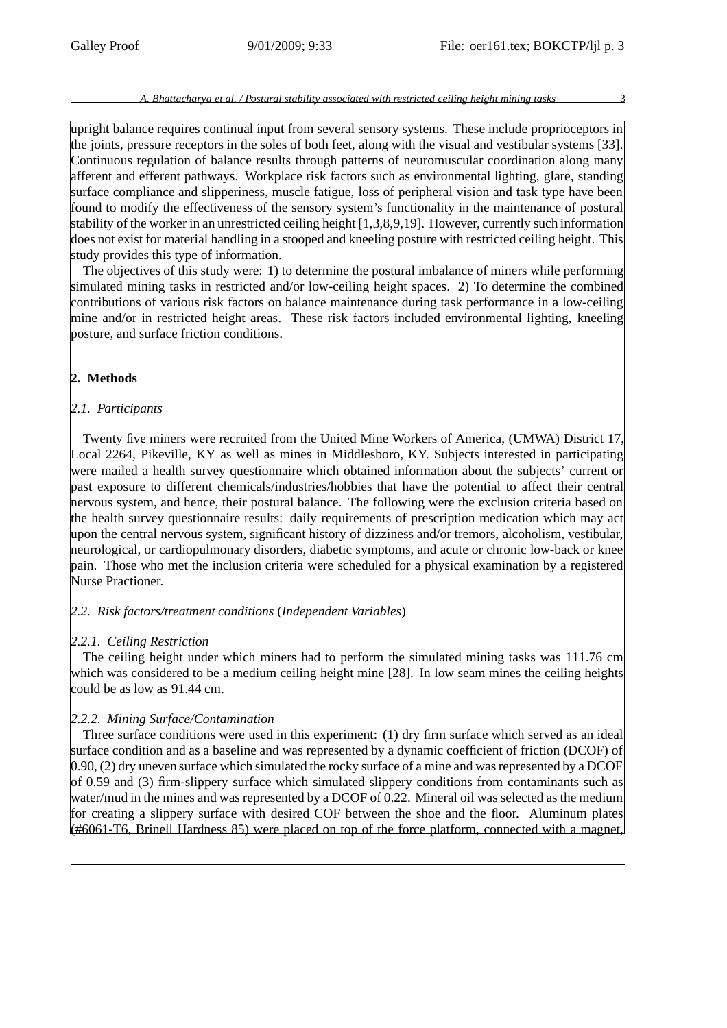upright balance requires continual input from several sensory systems. These include proprioceptors in the joints, pressure receptors in the soles of both feet, along with the visual and vestibular systems [33]. Continuous regulation of balance results through patterns of neuromuscular coordination along many afferent and efferent pathways. Workplace risk factors such as environmental lighting, glare, standing surface compliance and slipperiness, muscle fatigue, loss of peripheral vision and task type have been found to modify the effectiveness of the sensory system's functionality in the maintenance of postural stability of the worker in an unrestricted ceiling height [1,3,8,9,19]. However, currently such information does not exist for material handling in a stooped and kneeling posture with restricted ceiling height. This study provides this type of information.

The objectives of this study were: 1) to determine the postural imbalance of miners while performing simulated mining tasks in restricted and/or low-ceiling height spaces. 2) To determine the combined contributions of various risk factors on balance maintenance during task performance in a low-ceiling mine and/or in restricted height areas. These risk factors included environmental lighting, kneeling posture, and surface friction conditions.

## 2. Methods

### *2.1. Participants*

Twenty five miners were recruited from the United Mine Workers of America, (UMWA) District 17, Local 2264, Pikeville, KY as well as mines in Middlesboro, KY. Subjects interested in participating were mailed a health survey questionnaire which obtained information about the subjects' current or past exposure to different chemicals/industries/hobbies that have the potential to affect their central nervous system, and hence, their postural balance. The following were the exclusion criteria based on the health survey questionnaire results: daily requirements of prescription medication which may act upon the central nervous system, significant history of dizziness and/or tremors, alcoholism, vestibular, neurological, or cardiopulmonary disorders, diabetic symptoms, and acute or chronic low-back or knee pain. Those who met the inclusion criteria were scheduled for a physical examination by a registered Nurse Practioner.

### *2.2. Risk factors/treatment conditions* (*Independent Variables*)

#### *2.2.1. Ceiling Restriction*

The ceiling height under which miners had to perform the simulated mining tasks was 111.76 cm which was considered to be a medium ceiling height mine [28]. In low seam mines the ceiling heights could be as low as 91.44 cm.

#### *2.2.2. Mining Surface/Contamination*

Three surface conditions were used in this experiment: (1) dry firm surface which served as an ideal surface condition and as a baseline and was represented by a dynamic coefficient of friction (DCOF) of 0.90, (2) dry uneven surface which simulated the rocky surface of a mine and was represented by a DCOF of 0.59 and (3) firm-slippery surface which simulated slippery conditions from contaminants such as water/mud in the mines and was represented by a DCOF of 0.22. Mineral oil was selected as the medium for creating a slippery surface with desired COF between the shoe and the floor. Aluminum plates (#6061-T6, Brinell Hardness 85) were placed on top of the force platform, connected with a magnet,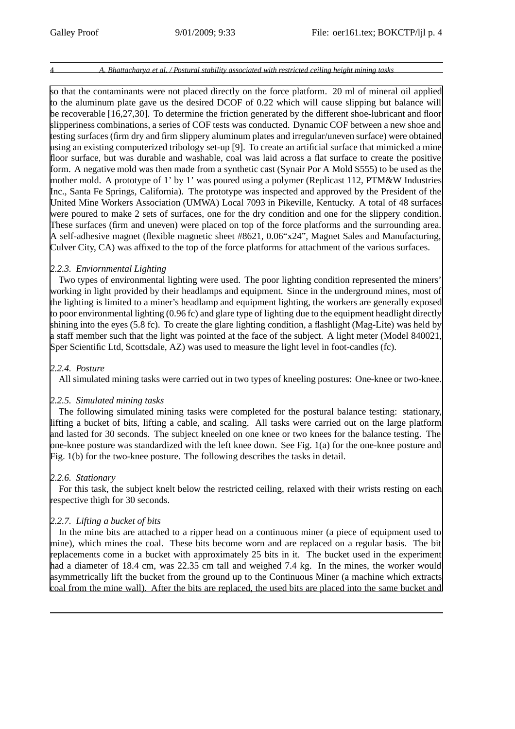so that the contaminants were not placed directly on the force platform. 20 ml of mineral oil applied to the aluminum plate gave us the desired DCOF of 0.22 which will cause slipping but balance will be recoverable [16,27,30]. To determine the friction generated by the different shoe-lubricant and floor slipperiness combinations, a series of COF tests was conducted. Dynamic COF between a new shoe and testing surfaces (firm dry and firm slippery aluminum plates and irregular/uneven surface) were obtained using an existing computerized tribology set-up [9]. To create an artificial surface that mimicked a mine floor surface, but was durable and washable, coal was laid across a flat surface to create the positive form. A negative mold was then made from a synthetic cast (Synair Por A Mold S555) to be used as the mother mold. A prototype of 1' by 1' was poured using a polymer (Replicast 112, PTM&W Industries Inc., Santa Fe Springs, California). The prototype was inspected and approved by the President of the United Mine Workers Association (UMWA) Local 7093 in Pikeville, Kentucky. A total of 48 surfaces were poured to make 2 sets of surfaces, one for the dry condition and one for the slippery condition. These surfaces (firm and uneven) were placed on top of the force platforms and the surrounding area. A self-adhesive magnet (flexible magnetic sheet #8621, 0.06"x24", Magnet Sales and Manufacturing, Culver City, CA) was affixed to the top of the force platforms for attachment of the various surfaces.

### 2.2.3. Enviornmental Lighting

Two types of environmental lighting were used. The poor lighting condition represented the miners' working in light provided by their headlamps and equipment. Since in the underground mines, most of the lighting is limited to a miner's headlamp and equipment lighting, the workers are generally exposed to poor environmental lighting (0.96 fc) and glare type of lighting due to the equipment headlight directly shining into the eyes (5.8 fc). To create the glare lighting condition, a flashlight (Mag-Lite) was held by a staff member such that the light was pointed at the face of the subject. A light meter (Model 840021, Sper Scientific Ltd, Scottsdale, AZ) was used to measure the light level in foot-candles (fc).

### 2.2.4. Posture

All simulated mining tasks were carried out in two types of kneeling postures: One-knee or two-knee.

### 2.2.5. Simulated mining tasks

The following simulated mining tasks were completed for the postural balance testing: stationary, lifting a bucket of bits, lifting a cable, and scaling. All tasks were carried out on the large platform and lasted for 30 seconds. The subject kneeled on one knee or two knees for the balance testing. The one-knee posture was standardized with the left knee down. See Fig. 1(a) for the one-knee posture and Fig. 1(b) for the two-knee posture. The following describes the tasks in detail.

### 2.2.6. Stationary

For this task, the subject knelt below the restricted ceiling, relaxed with their wrists resting on each respective thigh for 30 seconds.

### 2.2.7. Lifting a bucket of bits

In the mine bits are attached to a ripper head on a continuous miner (a piece of equipment used to mine), which mines the coal. These bits become worn and are replaced on a regular basis. The bit replacements come in a bucket with approximately 25 bits in it. The bucket used in the experiment had a diameter of 18.4 cm, was 22.35 cm tall and weighed 7.4 kg. In the mines, the worker would asymmetrically lift the bucket from the ground up to the Continuous Miner (a machine which extracts coal from the mine wall). After the bits are replaced, the used bits are placed into the same bucket and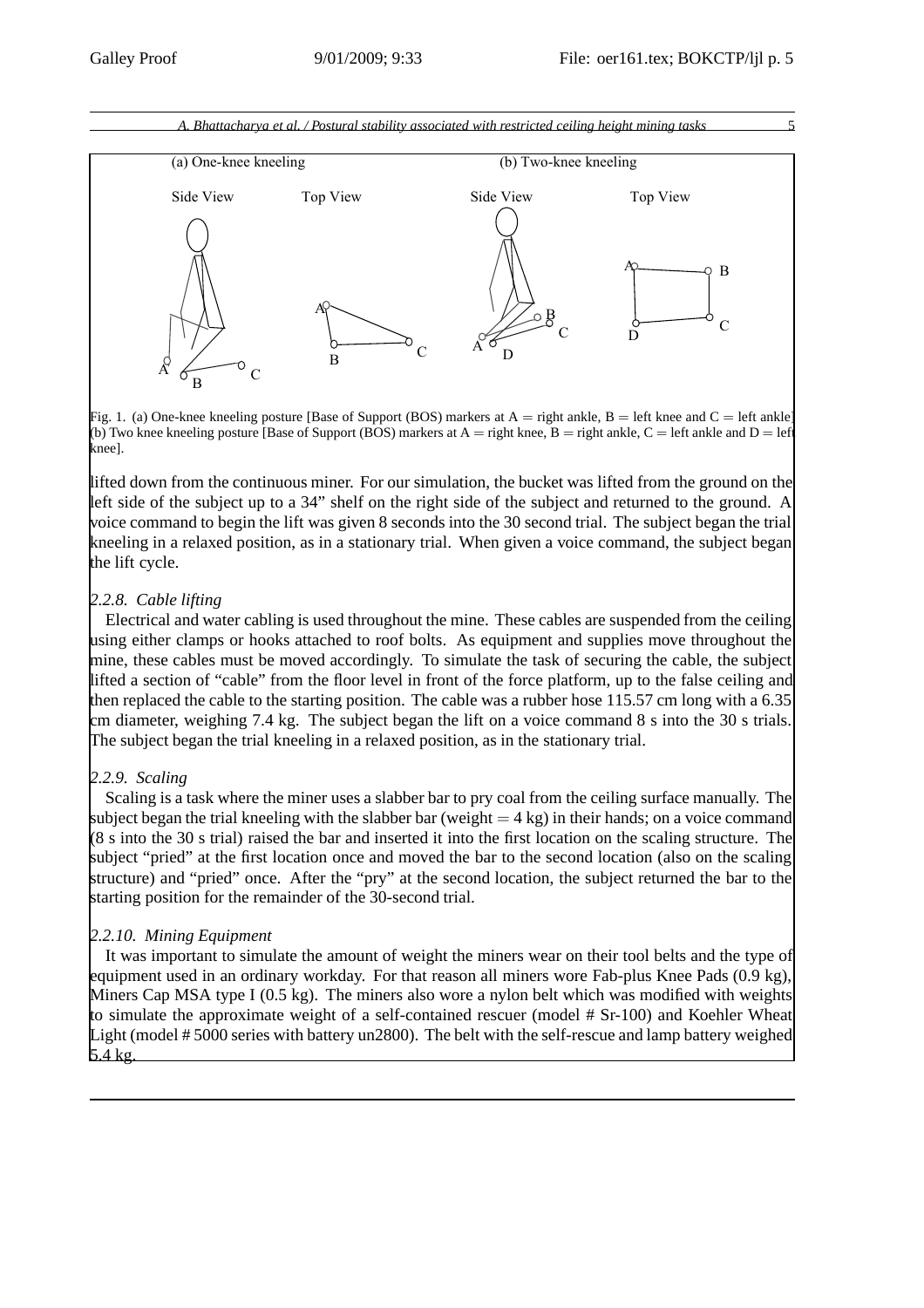Fig. 1. (a) One-knee kneeling posture [Base of Support (BOS) markers at A = right ankle, B = left knee and C = left ankle] (b) Two knee kneeling posture [Base of Support (BOS) markers at A = right knee, B = right ankle, C = left ankle and D = left knee].

lifted down from the continuous miner. For our simulation, the bucket was lifted from the ground on the left side of the subject up to a 34" shelf on the right side of the subject and returned to the ground. A voice command to begin the lift was given 8 seconds into the 30 second trial. The subject began the trial kneeling in a relaxed position, as in a stationary trial. When given a voice command, the subject began the lift cycle.

### *2.2.8. Cable lifting*

Electrical and water cabling is used throughout the mine. These cables are suspended from the ceiling using either clamps or hooks attached to roof bolts. As equipment and supplies move throughout the mine, these cables must be moved accordingly. To simulate the task of securing the cable, the subject lifted a section of "cable" from the floor level in front of the force platform, up to the false ceiling and then replaced the cable to the starting position. The cable was a rubber hose 115.57 cm long with a 6.35 cm diameter, weighing 7.4 kg. The subject began the lift on a voice command 8 s into the 30 s trials. The subject began the trial kneeling in a relaxed position, as in the stationary trial.

### *2.2.9. Scaling*

Scaling is a task where the miner uses a slabber bar to pry coal from the ceiling surface manually. The subject began the trial kneeling with the slabber bar (weight = 4 kg) in their hands; on a voice command (8 s into the 30 s trial) raised the bar and inserted it into the first location on the scaling structure. The subject "pried" at the first location once and moved the bar to the second location (also on the scaling structure) and "pried" once. After the "pry" at the second location, the subject returned the bar to the starting position for the remainder of the 30-second trial.

### *2.2.10. Mining Equipment*

It was important to simulate the amount of weight the miners wear on their tool belts and the type of equipment used in an ordinary workday. For that reason all miners wore Fab-plus Knee Pads (0.9 kg), Miners Cap MSA type I (0.5 kg). The miners also wore a nylon belt which was modified with weights to simulate the approximate weight of a self-contained rescuer (model # Sr-100) and Koehler Wheat Light (model # 5000 series with battery un2800). The belt with the self-rescue and lamp battery weighed 5.4 kg.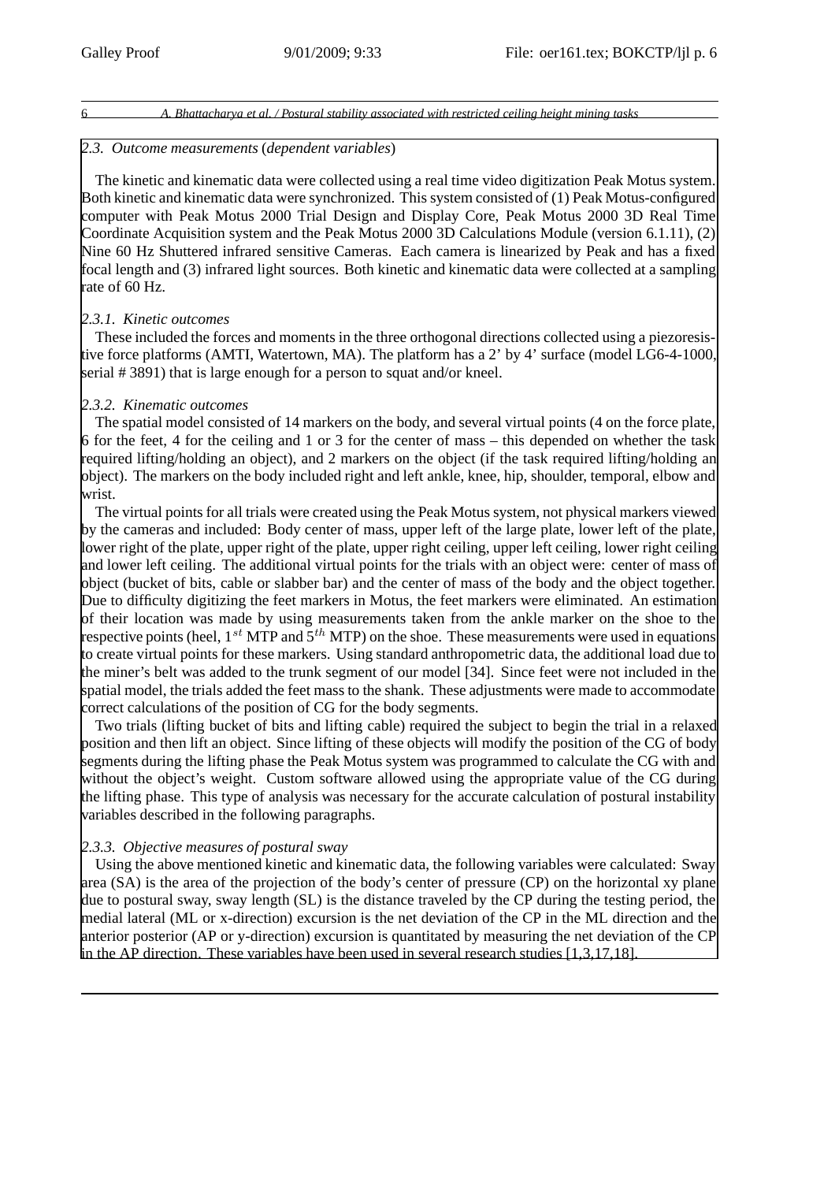### 2.3. *Outcome measurements* (*dependent variables*)

The kinetic and kinematic data were collected using a real time video digitization Peak Motus system. Both kinetic and kinematic data were synchronized. This system consisted of (1) Peak Motus-configured computer with Peak Motus 2000 Trial Design and Display Core, Peak Motus 2000 3D Real Time Coordinate Acquisition system and the Peak Motus 2000 3D Calculations Module (version 6.1.11), (2) Nine 60 Hz Shuttered infrared sensitive Cameras. Each camera is linearized by Peak and has a fixed focal length and (3) infrared light sources. Both kinetic and kinematic data were collected at a sampling rate of 60 Hz.

#### 2.3.1. *Kinetic outcomes*

These included the forces and moments in the three orthogonal directions collected using a piezoresistive force platforms (AMTI, Watertown, MA). The platform has a 2' by 4' surface (model LG6-4-1000, serial # 3891) that is large enough for a person to squat and/or kneel.

#### 2.3.2. *Kinematic outcomes*

The spatial model consisted of 14 markers on the body, and several virtual points (4 on the force plate, 6 for the feet, 4 for the ceiling and 1 or 3 for the center of mass – this depended on whether the task required lifting/holding an object), and 2 markers on the object (if the task required lifting/holding an object). The markers on the body included right and left ankle, knee, hip, shoulder, temporal, elbow and wrist.

The virtual points for all trials were created using the Peak Motus system, not physical markers viewed by the cameras and included: Body center of mass, upper left of the large plate, lower left of the plate, lower right of the plate, upper right of the plate, upper right ceiling, upper left ceiling, lower right ceiling and lower left ceiling. The additional virtual points for the trials with an object were: center of mass of object (bucket of bits, cable or slabber bar) and the center of mass of the body and the object together. Due to difficulty digitizing the feet markers in Motus, the feet markers were eliminated. An estimation of their location was made by using measurements taken from the ankle marker on the shoe to the respective points (heel, $1^{st}$ MTP and $5^{th}$ MTP) on the shoe. These measurements were used in equations to create virtual points for these markers. Using standard anthropometric data, the additional load due to the miner's belt was added to the trunk segment of our model [34]. Since feet were not included in the spatial model, the trials added the feet mass to the shank. These adjustments were made to accommodate correct calculations of the position of CG for the body segments.

Two trials (lifting bucket of bits and lifting cable) required the subject to begin the trial in a relaxed position and then lift an object. Since lifting of these objects will modify the position of the CG of body segments during the lifting phase the Peak Motus system was programmed to calculate the CG with and without the object's weight. Custom software allowed using the appropriate value of the CG during the lifting phase. This type of analysis was necessary for the accurate calculation of postural instability variables described in the following paragraphs.

#### 2.3.3. *Objective measures of postural sway*

Using the above mentioned kinetic and kinematic data, the following variables were calculated: Sway area (SA) is the area of the projection of the body's center of pressure (CP) on the horizontal xy plane due to postural sway, sway length (SL) is the distance traveled by the CP during the testing period, the medial lateral (ML or x-direction) excursion is the net deviation of the CP in the ML direction and the anterior posterior (AP or y-direction) excursion is quantitated by measuring the net deviation of the CP in the AP direction. These variables have been used in several research studies [1,3,17,18].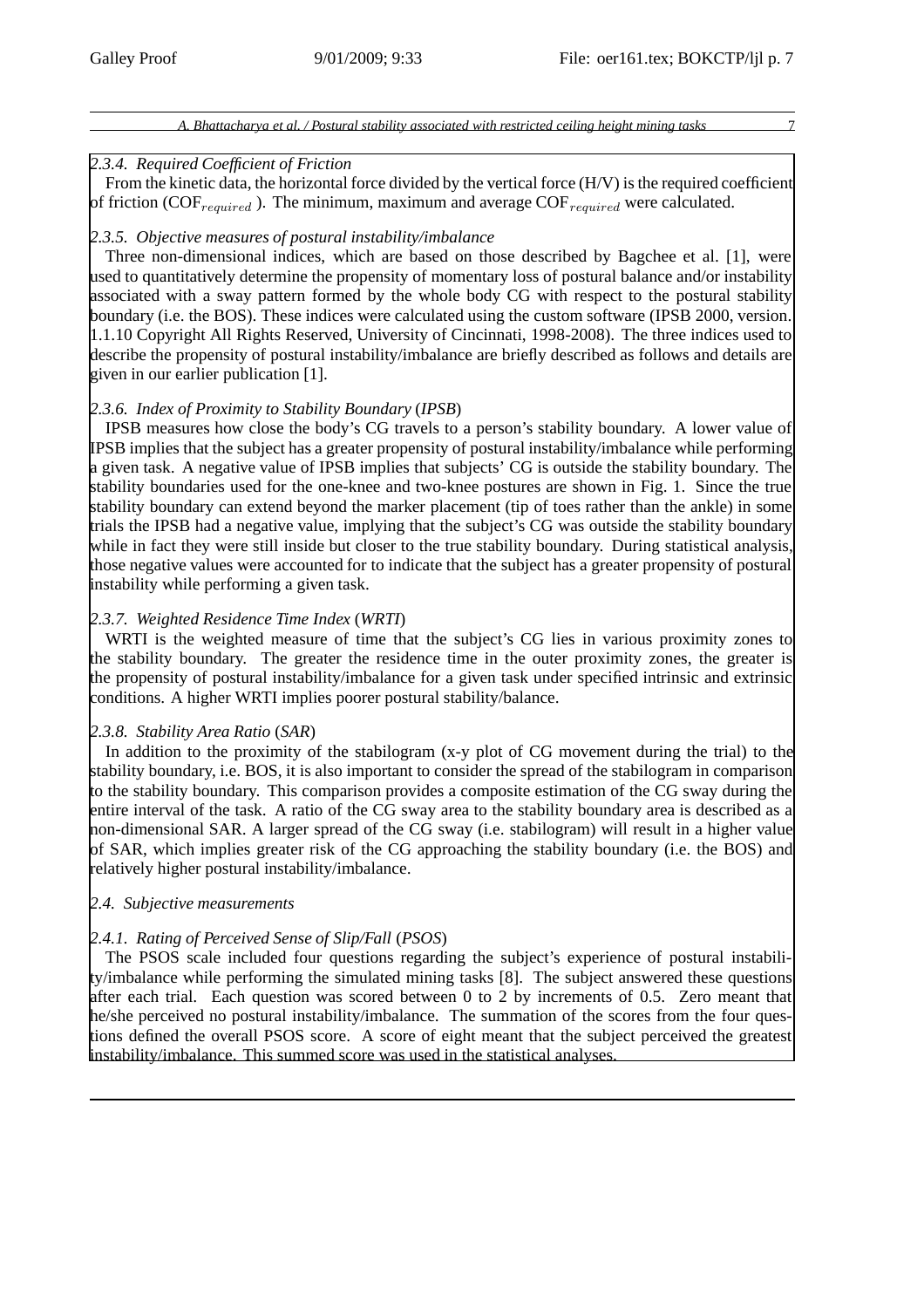#### 2.3.4. *Required Coefficient of Friction*

From the kinetic data, the horizontal force divided by the vertical force (H/V) is the required coefficient of friction ($COF_{required}$). The minimum, maximum and average $COF_{required}$ were calculated.

#### 2.3.5. *Objective measures of postural instability/imbalance*

Three non-dimensional indices, which are based on those described by Bagchee et al. [1], were used to quantitatively determine the propensity of momentary loss of postural balance and/or instability associated with a sway pattern formed by the whole body CG with respect to the postural stability boundary (i.e. the BOS). These indices were calculated using the custom software (IPSB 2000, version. 1.1.10 Copyright All Rights Reserved, University of Cincinnati, 1998-2008). The three indices used to describe the propensity of postural instability/imbalance are briefly described as follows and details are given in our earlier publication [1].

#### 2.3.6. *Index of Proximity to Stability Boundary* (*IPSB*)

IPSB measures how close the body's CG travels to a person's stability boundary. A lower value of IPSB implies that the subject has a greater propensity of postural instability/imbalance while performing a given task. A negative value of IPSB implies that subjects' CG is outside the stability boundary. The stability boundaries used for the one-knee and two-knee postures are shown in Fig. 1. Since the true stability boundary can extend beyond the marker placement (tip of toes rather than the ankle) in some trials the IPSB had a negative value, implying that the subject's CG was outside the stability boundary while in fact they were still inside but closer to the true stability boundary. During statistical analysis, those negative values were accounted for to indicate that the subject has a greater propensity of postural instability while performing a given task.

#### 2.3.7. *Weighted Residence Time Index* (*WRTI*)

WRTI is the weighted measure of time that the subject's CG lies in various proximity zones to the stability boundary. The greater the residence time in the outer proximity zones, the greater is the propensity of postural instability/imbalance for a given task under specified intrinsic and extrinsic conditions. A higher WRTI implies poorer postural stability/balance.

#### 2.3.8. *Stability Area Ratio* (*SAR*)

In addition to the proximity of the stabilogram (x-y plot of CG movement during the trial) to the stability boundary, i.e. BOS, it is also important to consider the spread of the stabilogram in comparison to the stability boundary. This comparison provides a composite estimation of the CG sway during the entire interval of the task. A ratio of the CG sway area to the stability boundary area is described as a non-dimensional SAR. A larger spread of the CG sway (i.e. stabilogram) will result in a higher value of SAR, which implies greater risk of the CG approaching the stability boundary (i.e. the BOS) and relatively higher postural instability/imbalance.

### 2.4. *Subjective measurements*

#### 2.4.1. *Rating of Perceived Sense of Slip/Fall* (*PSOS*)

The PSOS scale included four questions regarding the subject's experience of postural instability/imbalance while performing the simulated mining tasks [8]. The subject answered these questions after each trial. Each question was scored between 0 to 2 by increments of 0.5. Zero meant that he/she perceived no postural instability/imbalance. The summation of the scores from the four questions defined the overall PSOS score. A score of eight meant that the subject perceived the greatest instability/imbalance. This summed score was used in the statistical analyses.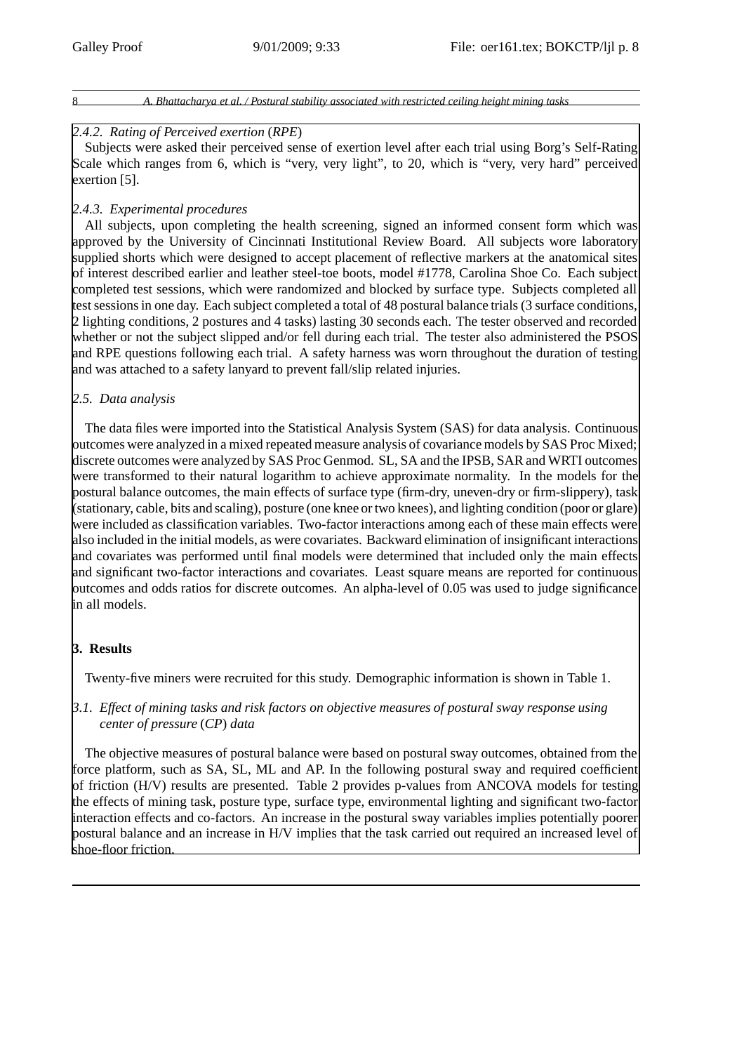#### 2.4.2. *Rating of Perceived exertion* (*RPE*)

Subjects were asked their perceived sense of exertion level after each trial using Borg's Self-Rating Scale which ranges from 6, which is "very, very light", to 20, which is "very, very hard" perceived exertion [5].

#### 2.4.3. *Experimental procedures*

All subjects, upon completing the health screening, signed an informed consent form which was approved by the University of Cincinnati Institutional Review Board. All subjects wore laboratory supplied shorts which were designed to accept placement of reflective markers at the anatomical sites of interest described earlier and leather steel-toe boots, model #1778, Carolina Shoe Co. Each subject completed test sessions, which were randomized and blocked by surface type. Subjects completed all test sessions in one day. Each subject completed a total of 48 postural balance trials (3 surface conditions, 2 lighting conditions, 2 postures and 4 tasks) lasting 30 seconds each. The tester observed and recorded whether or not the subject slipped and/or fell during each trial. The tester also administered the PSOS and RPE questions following each trial. A safety harness was worn throughout the duration of testing and was attached to a safety lanyard to prevent fall/slip related injuries.

### 2.5. *Data analysis*

The data files were imported into the Statistical Analysis System (SAS) for data analysis. Continuous outcomes were analyzed in a mixed repeated measure analysis of covariance models by SAS Proc Mixed; discrete outcomes were analyzed by SAS Proc Genmod. SL, SA and the IPSB, SAR and WRTI outcomes were transformed to their natural logarithm to achieve approximate normality. In the models for the postural balance outcomes, the main effects of surface type (firm-dry, uneven-dry or firm-slippery), task (stationary, cable, bits and scaling), posture (one knee or two knees), and lighting condition (poor or glare) were included as classification variables. Two-factor interactions among each of these main effects were also included in the initial models, as were covariates. Backward elimination of insignificant interactions and covariates was performed until final models were determined that included only the main effects and significant two-factor interactions and covariates. Least square means are reported for continuous outcomes and odds ratios for discrete outcomes. An alpha-level of 0.05 was used to judge significance in all models.

## 3. Results

Twenty-five miners were recruited for this study. Demographic information is shown in Table 1.

### 3.1. *Effect of mining tasks and risk factors on objective measures of postural sway response using center of pressure* (*CP*) *data*

The objective measures of postural balance were based on postural sway outcomes, obtained from the force platform, such as SA, SL, ML and AP. In the following postural sway and required coefficient of friction (H/V) results are presented. Table 2 provides p-values from ANCOVA models for testing the effects of mining task, posture type, surface type, environmental lighting and significant two-factor interaction effects and co-factors. An increase in the postural sway variables implies potentially poorer postural balance and an increase in H/V implies that the task carried out required an increased level of shoe-floor friction.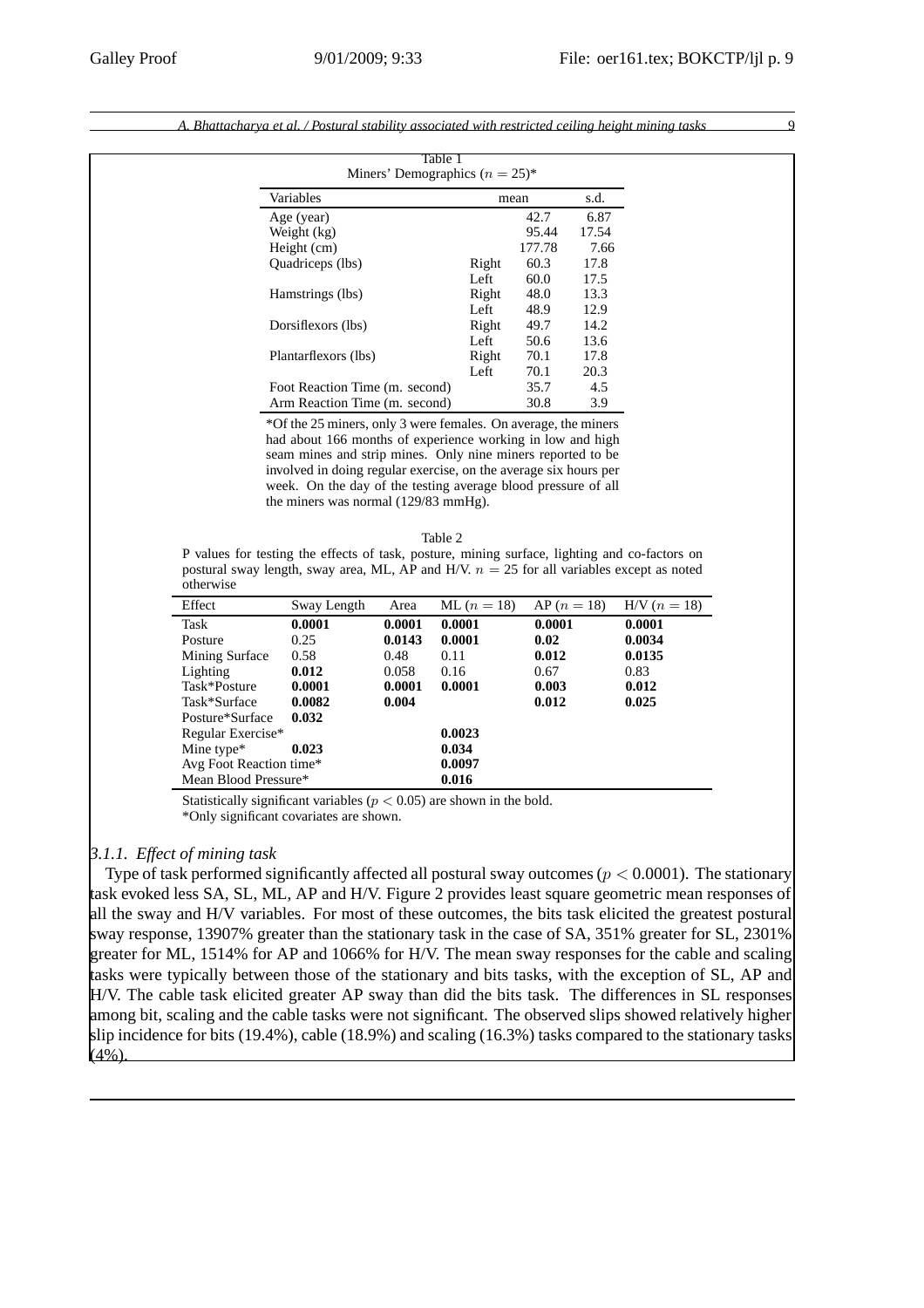Table 1
Miners' Demographics ($n = 25$)*

| Variables | | mean | s.d. |
|---|---|---|---|
| Age (year) | | 42.7 | 6.87 |
| Weight (kg) | | 95.44 | 17.54 |
| Height (cm) | | 177.78 | 7.66 |
| Quadriceps (lbs) | Right | 60.3 | 17.8 |
| | Left | 60.0 | 17.5 |
| Hamstrings (lbs) | Right | 48.0 | 13.3 |
| | Left | 48.9 | 12.9 |
| Dorsiflexors (lbs) | Right | 49.7 | 14.2 |
| | Left | 50.6 | 13.6 |
| Plantarflexors (lbs) | Right | 70.1 | 17.8 |
| | Left | 70.1 | 20.3 |
| Foot Reaction Time (m. second) | | 35.7 | 4.5 |
| Arm Reaction Time (m. second) | | 30.8 | 3.9 |

*Of the 25 miners, only 3 were females. On average, the miners had about 166 months of experience working in low and high seam mines and strip mines. Only nine miners reported to be involved in doing regular exercise, on the average six hours per week. On the day of the testing average blood pressure of all the miners was normal (129/83 mmHg).

Table 2
P values for testing the effects of task, posture, mining surface, lighting and co-factors on postural sway length, sway area, ML, AP and H/V. $n = 25$ for all variables except as noted otherwise

| Effect | Sway Length | Area | ML ($n = 18$) | AP ($n = 18$) | H/V ($n = 18$) |
|---|---|---|---|---|---|
| Task | **0.0001** | **0.0001** | **0.0001** | **0.0001** | **0.0001** |
| Posture | 0.25 | **0.0143** | **0.0001** | **0.02** | **0.0034** |
| Mining Surface | 0.58 | 0.48 | 0.11 | **0.012** | **0.0135** |
| Lighting | **0.012** | 0.058 | 0.16 | 0.67 | 0.83 |
| Task*Posture | **0.0001** | **0.0001** | **0.0001** | **0.003** | **0.012** |
| Task*Surface | **0.0082** | **0.004** | | **0.012** | **0.025** |
| Posture*Surface | **0.032** | | | | |
| Regular Exercise* | | | **0.0023** | | |
| Mine type* | **0.023** | | **0.034** | | |
| Avg Foot Reaction time* | | | **0.0097** | | |
| Mean Blood Pressure* | | | **0.016** | | |

Statistically significant variables ($p < 0.05$) are shown in the bold.
*Only significant covariates are shown.

### 3.1.1. *Effect of mining task*

Type of task performed significantly affected all postural sway outcomes ($p < 0.0001$). The stationary task evoked less SA, SL, ML, AP and H/V. Figure 2 provides least square geometric mean responses of all the sway and H/V variables. For most of these outcomes, the bits task elicited the greatest postural sway response, 13907% greater than the stationary task in the case of SA, 351% greater for SL, 2301% greater for ML, 1514% for AP and 1066% for H/V. The mean sway responses for the cable and scaling tasks were typically between those of the stationary and bits tasks, with the exception of SL, AP and H/V. The cable task elicited greater AP sway than did the bits task. The differences in SL responses among bit, scaling and the cable tasks were not significant. The observed slips showed relatively higher slip incidence for bits (19.4%), cable (18.9%) and scaling (16.3%) tasks compared to the stationary tasks (4%).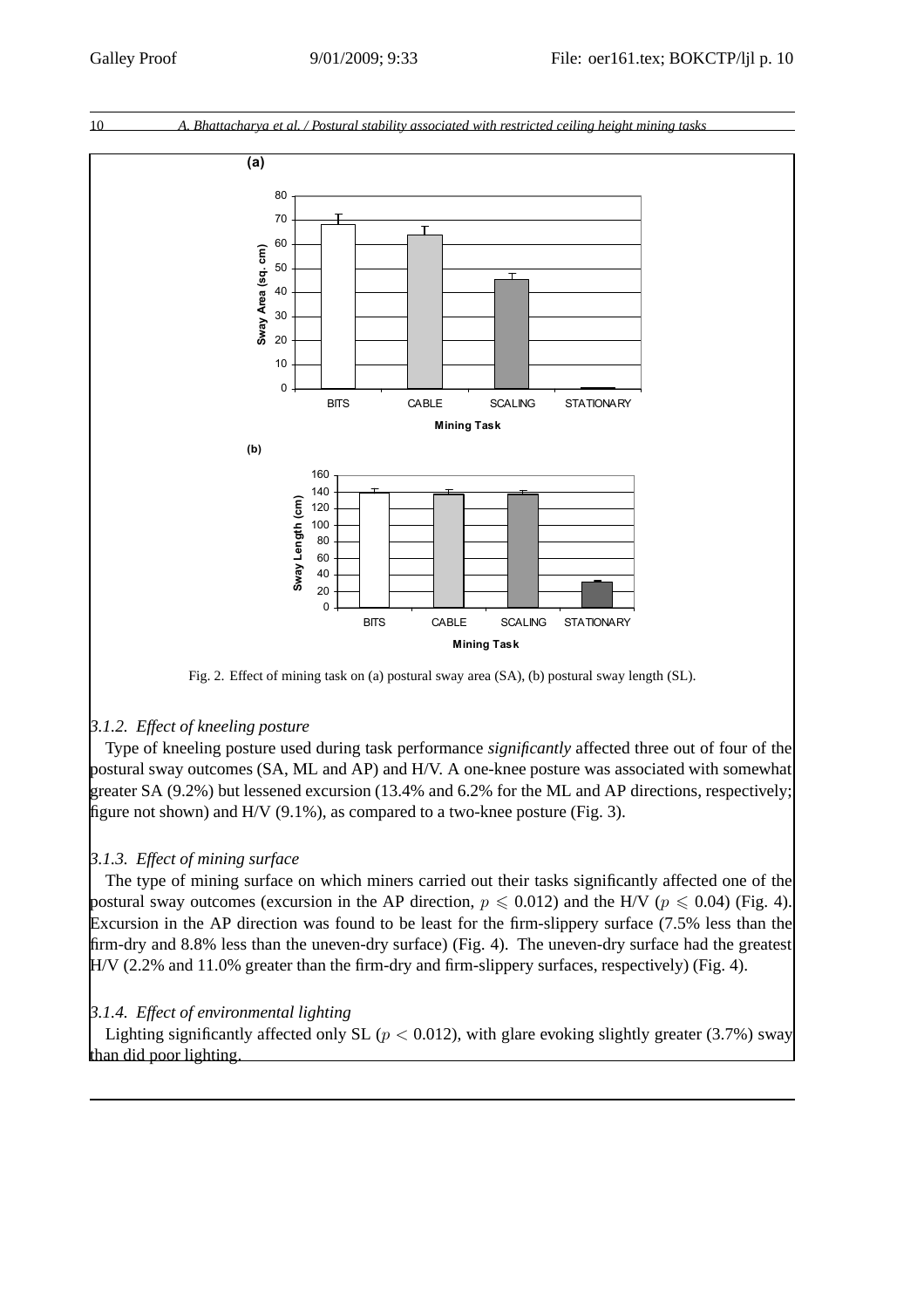Fig. 2. Effect of mining task on (a) postural sway area (SA), (b) postural sway length (SL).

### 3.1.2. Effect of kneeling posture

Type of kneeling posture used during task performance *significantly* affected three out of four of the postural sway outcomes (SA, ML and AP) and H/V. A one-knee posture was associated with somewhat greater SA (9.2%) but lessened excursion (13.4% and 6.2% for the ML and AP directions, respectively; figure not shown) and H/V (9.1%), as compared to a two-knee posture (Fig. 3).

### 3.1.3. Effect of mining surface

The type of mining surface on which miners carried out their tasks significantly affected one of the postural sway outcomes (excursion in the AP direction, $p \leqslant 0.012$) and the H/V ($p \leqslant 0.04$) (Fig. 4). Excursion in the AP direction was found to be least for the firm-slippery surface (7.5% less than the firm-dry and 8.8% less than the uneven-dry surface) (Fig. 4). The uneven-dry surface had the greatest H/V (2.2% and 11.0% greater than the firm-dry and firm-slippery surfaces, respectively) (Fig. 4).

### 3.1.4. Effect of environmental lighting

Lighting significantly affected only SL ($p < 0.012$), with glare evoking slightly greater (3.7%) sway than did poor lighting.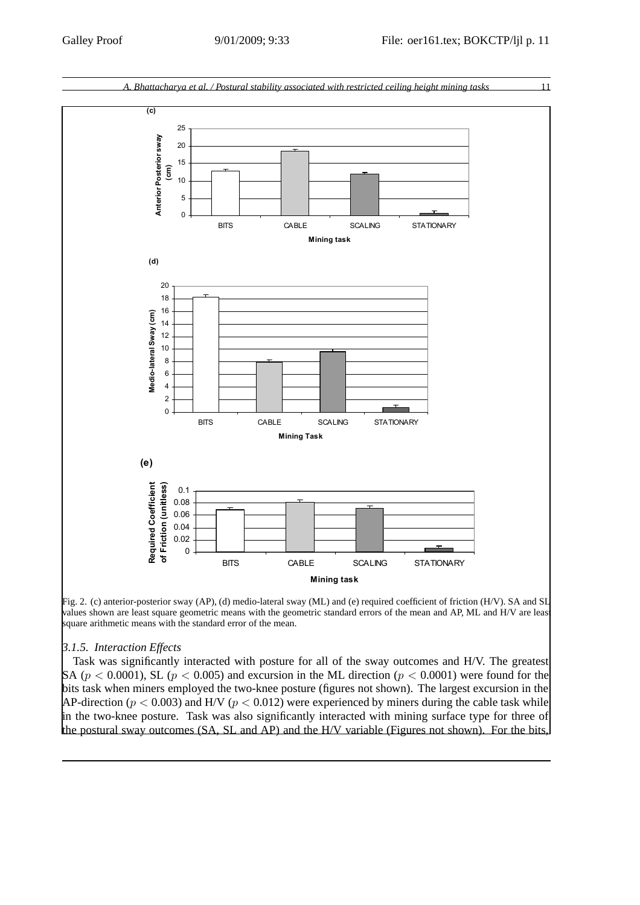Fig. 2. (c) anterior-posterior sway (AP), (d) medio-lateral sway (ML) and (e) required coefficient of friction (H/V). SA and SL values shown are least square geometric means with the geometric standard errors of the mean and AP, ML and H/V are least square arithmetic means with the standard error of the mean.

### *3.1.5. Interaction Effects*

Task was significantly interacted with posture for all of the sway outcomes and H/V. The greatest SA ($p < 0.0001$), SL ($p < 0.005$) and excursion in the ML direction ($p < 0.0001$) were found for the bits task when miners employed the two-knee posture (figures not shown). The largest excursion in the AP-direction ($p < 0.003$) and H/V ($p < 0.012$) were experienced by miners during the cable task while in the two-knee posture. Task was also significantly interacted with mining surface type for three of the postural sway outcomes (SA, SL and AP) and the H/V variable (Figures not shown). For the bits,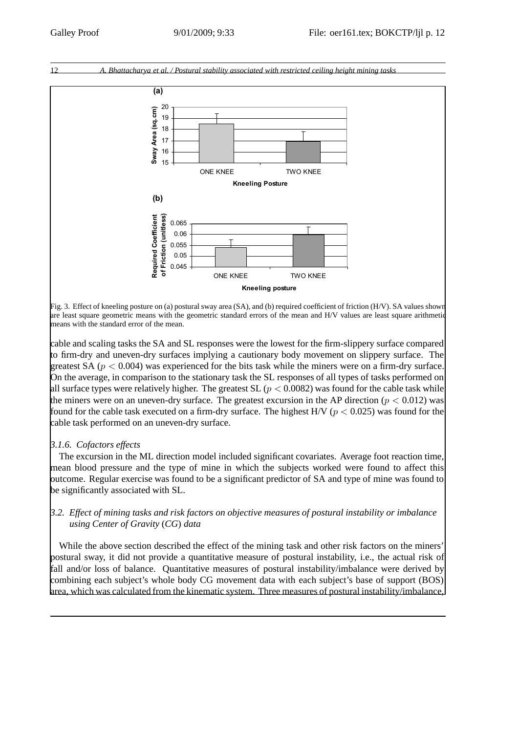Fig. 3. Effect of kneeling posture on (a) postural sway area (SA), and (b) required coefficient of friction (H/V). SA values shown are least square geometric means with the geometric standard errors of the mean and H/V values are least square arithmetic means with the standard error of the mean.

cable and scaling tasks the SA and SL responses were the lowest for the firm-slippery surface compared to firm-dry and uneven-dry surfaces implying a cautionary body movement on slippery surface. The greatest SA ($p < 0.004$) was experienced for the bits task while the miners were on a firm-dry surface. On the average, in comparison to the stationary task the SL responses of all types of tasks performed on all surface types were relatively higher. The greatest SL ($p < 0.0082$) was found for the cable task while the miners were on an uneven-dry surface. The greatest excursion in the AP direction ($p < 0.012$) was found for the cable task executed on a firm-dry surface. The highest H/V ($p < 0.025$) was found for the cable task performed on an uneven-dry surface.

#### *3.1.6. Cofactors effects*

The excursion in the ML direction model included significant covariates. Average foot reaction time, mean blood pressure and the type of mine in which the subjects worked were found to affect this outcome. Regular exercise was found to be a significant predictor of SA and type of mine was found to be significantly associated with SL.

### *3.2. Effect of mining tasks and risk factors on objective measures of postural instability or imbalance using Center of Gravity (CG) data*

While the above section described the effect of the mining task and other risk factors on the miners' postural sway, it did not provide a quantitative measure of postural instability, i.e., the actual risk of fall and/or loss of balance. Quantitative measures of postural instability/imbalance were derived by combining each subject's whole body CG movement data with each subject's base of support (BOS) area, which was calculated from the kinematic system. Three measures of postural instability/imbalance,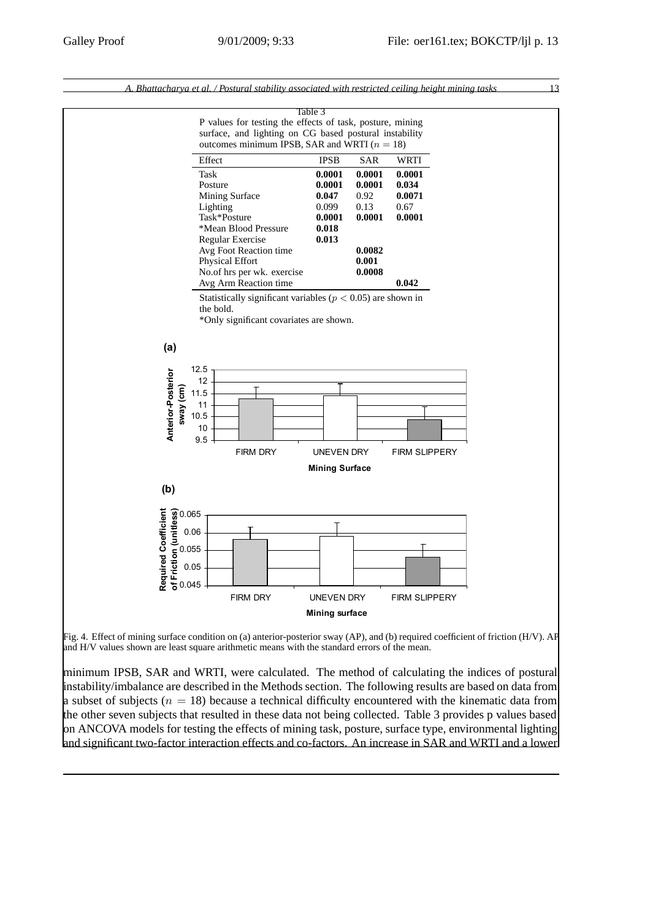Table 3
P values for testing the effects of task, posture, mining surface, and lighting on CG based postural instability outcomes minimum IPSB, SAR and WRTI ($n = 18$)

| Effect | IPSB | SAR | WRTI |
|---|---|---|---|
| Task | **0.0001** | **0.0001** | **0.0001** |
| Posture | **0.0001** | **0.0001** | **0.034** |
| Mining Surface | **0.047** | 0.92 | **0.0071** |
| Lighting | 0.099 | 0.13 | 0.67 |
| Task*Posture | **0.0001** | **0.0001** | **0.0001** |
| *Mean Blood Pressure | **0.018** | | |
| Regular Exercise | **0.013** | | |
| Avg Foot Reaction time | | **0.0082** | |
| Physical Effort | | **0.001** | |
| No.of hrs per wk. exercise | | **0.0008** | |
| Avg Arm Reaction time | | | **0.042** |

Statistically significant variables ($p < 0.05$) are shown in the bold.
*Only significant covariates are shown.

Fig. 4. Effect of mining surface condition on (a) anterior-posterior sway (AP), and (b) required coefficient of friction (H/V). AP and H/V values shown are least square arithmetic means with the standard errors of the mean.

minimum IPSB, SAR and WRTI, were calculated. The method of calculating the indices of postural instability/imbalance are described in the Methods section. The following results are based on data from a subset of subjects ($n = 18$) because a technical difficulty encountered with the kinematic data from the other seven subjects that resulted in these data not being collected. Table 3 provides p values based on ANCOVA models for testing the effects of mining task, posture, surface type, environmental lighting and significant two-factor interaction effects and co-factors. An increase in SAR and WRTI and a lower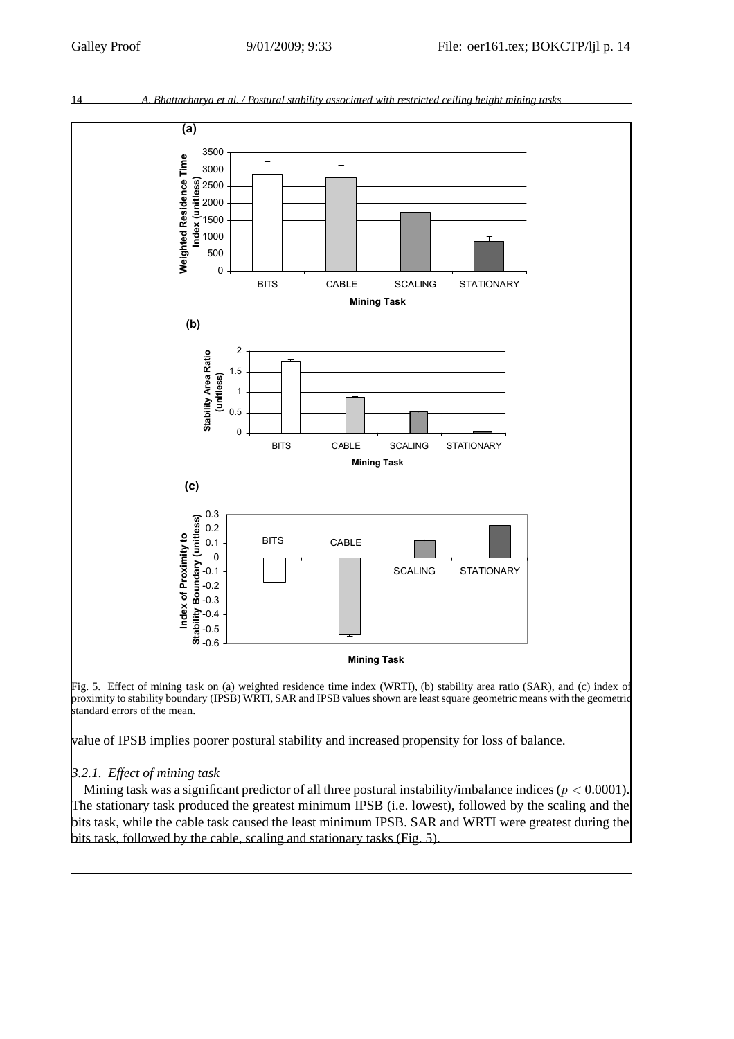Fig. 5. Effect of mining task on (a) weighted residence time index (WRTI), (b) stability area ratio (SAR), and (c) index of proximity to stability boundary (IPSB) WRTI, SAR and IPSB values shown are least square geometric means with the geometric standard errors of the mean.

value of IPSB implies poorer postural stability and increased propensity for loss of balance.

### *3.2.1. Effect of mining task*

Mining task was a significant predictor of all three postural instability/imbalance indices ($p < 0.0001$). The stationary task produced the greatest minimum IPSB (i.e. lowest), followed by the scaling and the bits task, while the cable task caused the least minimum IPSB. SAR and WRTI were greatest during the bits task, followed by the cable, scaling and stationary tasks (Fig. 5).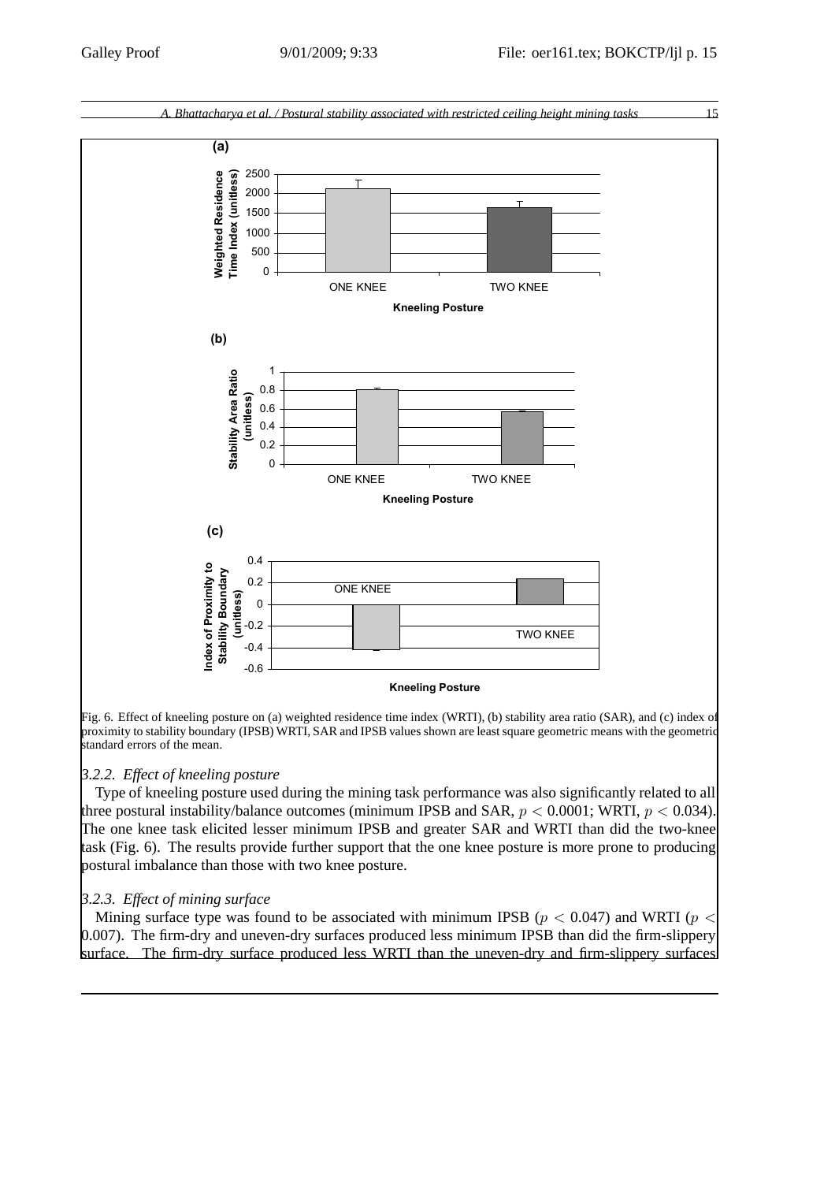Fig. 6. Effect of kneeling posture on (a) weighted residence time index (WRTI), (b) stability area ratio (SAR), and (c) index of proximity to stability boundary (IPSB) WRTI, SAR and IPSB values shown are least square geometric means with the geometric standard errors of the mean.

### *3.2.2. Effect of kneeling posture*

Type of kneeling posture used during the mining task performance was also significantly related to all three postural instability/balance outcomes (minimum IPSB and SAR, $p < 0.0001$; WRTI, $p < 0.034$). The one knee task elicited lesser minimum IPSB and greater SAR and WRTI than did the two-knee task (Fig. 6). The results provide further support that the one knee posture is more prone to producing postural imbalance than those with two knee posture.

### *3.2.3. Effect of mining surface*

Mining surface type was found to be associated with minimum IPSB ($p < 0.047$) and WRTI ($p < 0.007$). The firm-dry and uneven-dry surfaces produced less minimum IPSB than did the firm-slippery surface. The firm-dry surface produced less WRTI than the uneven-dry and firm-slippery surfaces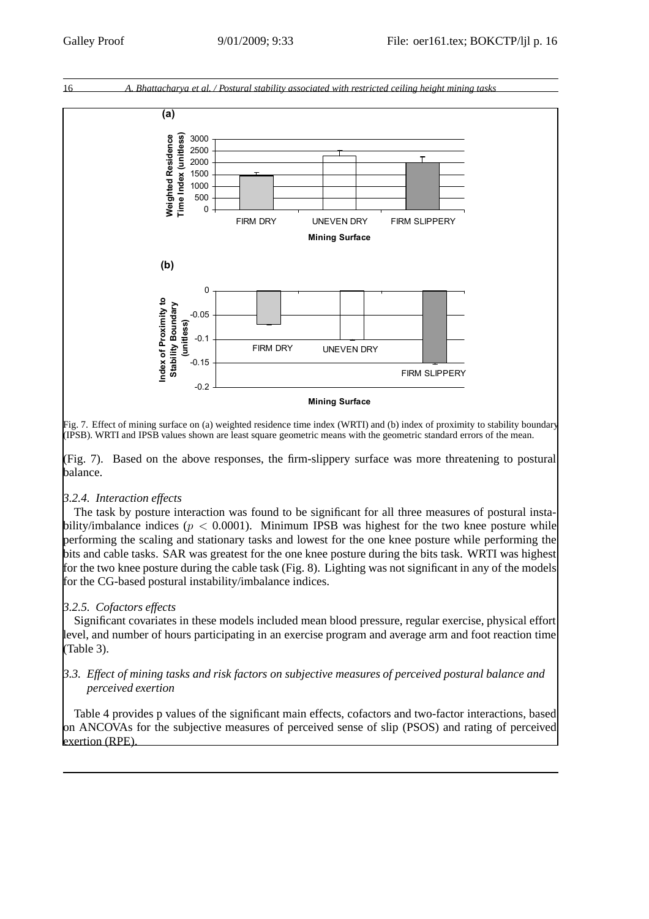(a)

(b)

Fig. 7. Effect of mining surface on (a) weighted residence time index (WRTI) and (b) index of proximity to stability boundary (IPSB). WRTI and IPSB values shown are least square geometric means with the geometric standard errors of the mean.

(Fig. 7). Based on the above responses, the firm-slippery surface was more threatening to postural balance.

#### *3.2.4. Interaction effects*

The task by posture interaction was found to be significant for all three measures of postural instability/imbalance indices ($p < 0.0001$). Minimum IPSB was highest for the two knee posture while performing the scaling and stationary tasks and lowest for the one knee posture while performing the bits and cable tasks. SAR was greatest for the one knee posture during the bits task. WRTI was highest for the two knee posture during the cable task (Fig. 8). Lighting was not significant in any of the models for the CG-based postural instability/imbalance indices.

#### *3.2.5. Cofactors effects*

Significant covariates in these models included mean blood pressure, regular exercise, physical effort level, and number of hours participating in an exercise program and average arm and foot reaction time (Table 3).

### *3.3. Effect of mining tasks and risk factors on subjective measures of perceived postural balance and perceived exertion*

Table 4 provides p values of the significant main effects, cofactors and two-factor interactions, based on ANCOVAs for the subjective measures of perceived sense of slip (PSOS) and rating of perceived exertion (RPE).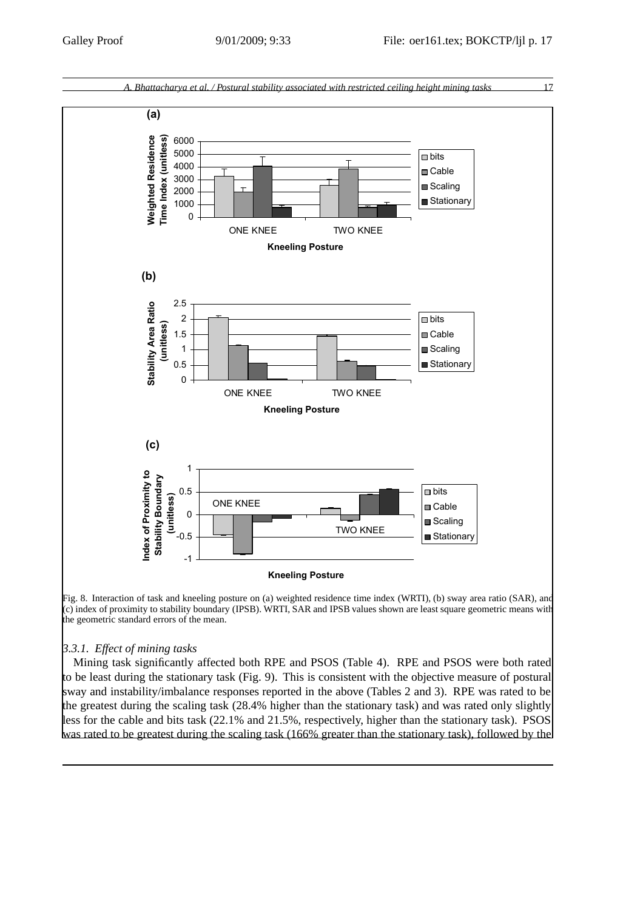Fig. 8. Interaction of task and kneeling posture on (a) weighted residence time index (WRTI), (b) sway area ratio (SAR), and (c) index of proximity to stability boundary (IPSB). WRTI, SAR and IPSB values shown are least square geometric means with the geometric standard errors of the mean.

### 3.3.1. *Effect of mining tasks*

Mining task significantly affected both RPE and PSOS (Table 4). RPE and PSOS were both rated to be least during the stationary task (Fig. 9). This is consistent with the objective measure of postural sway and instability/imbalance responses reported in the above (Tables 2 and 3). RPE was rated to be the greatest during the scaling task (28.4% higher than the stationary task) and was rated only slightly less for the cable and bits task (22.1% and 21.5%, respectively, higher than the stationary task). PSOS was rated to be greatest during the scaling task (166% greater than the stationary task), followed by the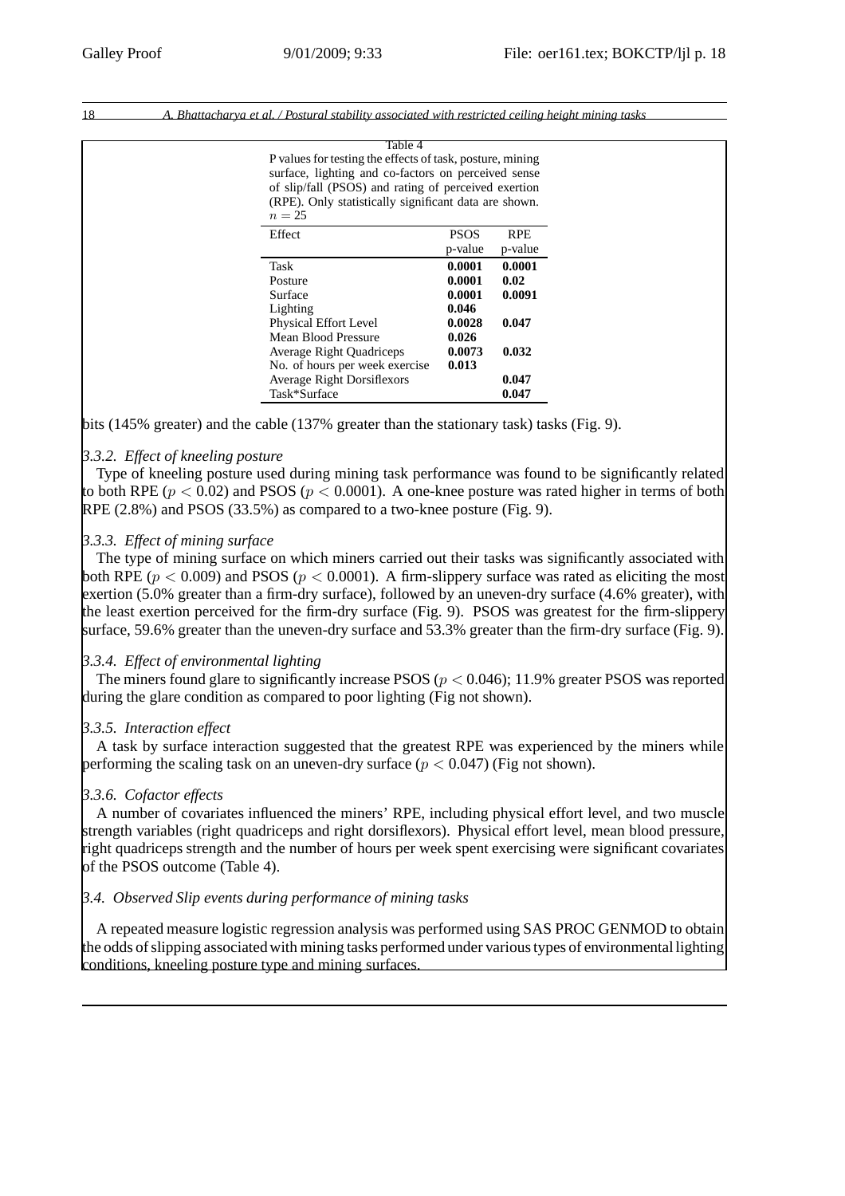Table 4
P values for testing the effects of task, posture, mining surface, lighting and co-factors on perceived sense of slip/fall (PSOS) and rating of perceived exertion (RPE). Only statistically significant data are shown. $n = 25$

| Effect | PSOS p-value | RPE p-value |
|---|---|---|
| Task | **0.0001** | **0.0001** |
| Posture | **0.0001** | **0.02** |
| Surface | **0.0001** | **0.0091** |
| Lighting | **0.046** | |
| Physical Effort Level | **0.0028** | **0.047** |
| Mean Blood Pressure | **0.026** | |
| Average Right Quadriceps | **0.0073** | **0.032** |
| No. of hours per week exercise | **0.013** | |
| Average Right Dorsiflexors | | **0.047** |
| Task*Surface | | **0.047** |

bits (145% greater) and the cable (137% greater than the stationary task) tasks (Fig. 9).

### *3.3.2. Effect of kneeling posture*

Type of kneeling posture used during mining task performance was found to be significantly related to both RPE ($p < 0.02$) and PSOS ($p < 0.0001$). A one-knee posture was rated higher in terms of both RPE (2.8%) and PSOS (33.5%) as compared to a two-knee posture (Fig. 9).

### *3.3.3. Effect of mining surface*

The type of mining surface on which miners carried out their tasks was significantly associated with both RPE ($p < 0.009$) and PSOS ($p < 0.0001$). A firm-slippery surface was rated as eliciting the most exertion (5.0% greater than a firm-dry surface), followed by an uneven-dry surface (4.6% greater), with the least exertion perceived for the firm-dry surface (Fig. 9). PSOS was greatest for the firm-slippery surface, 59.6% greater than the uneven-dry surface and 53.3% greater than the firm-dry surface (Fig. 9).

### *3.3.4. Effect of environmental lighting*

The miners found glare to significantly increase PSOS ($p < 0.046$); 11.9% greater PSOS was reported during the glare condition as compared to poor lighting (Fig not shown).

### *3.3.5. Interaction effect*

A task by surface interaction suggested that the greatest RPE was experienced by the miners while performing the scaling task on an uneven-dry surface ($p < 0.047$) (Fig not shown).

### *3.3.6. Cofactor effects*

A number of covariates influenced the miners' RPE, including physical effort level, and two muscle strength variables (right quadriceps and right dorsiflexors). Physical effort level, mean blood pressure, right quadriceps strength and the number of hours per week spent exercising were significant covariates of the PSOS outcome (Table 4).

### *3.4. Observed Slip events during performance of mining tasks*

A repeated measure logistic regression analysis was performed using SAS PROC GENMOD to obtain the odds of slipping associated with mining tasks performed under various types of environmental lighting conditions, kneeling posture type and mining surfaces.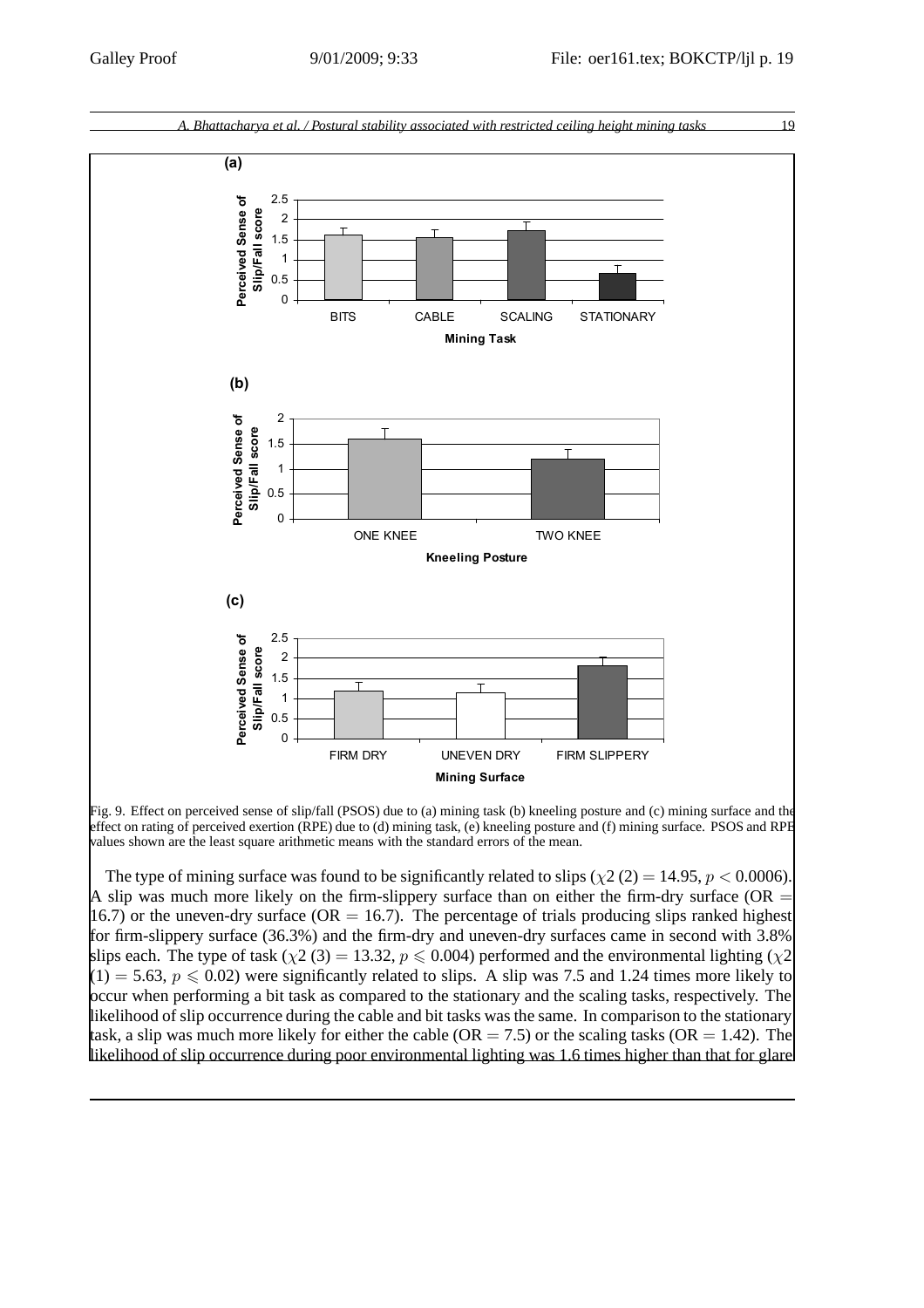Fig. 9. Effect on perceived sense of slip/fall (PSOS) due to (a) mining task (b) kneeling posture and (c) mining surface and the effect on rating of perceived exertion (RPE) due to (d) mining task, (e) kneeling posture and (f) mining surface. PSOS and RPE values shown are the least square arithmetic means with the standard errors of the mean.

The type of mining surface was found to be significantly related to slips ($\chi 2\,(2) = 14.95$, $p < 0.0006$). A slip was much more likely on the firm-slippery surface than on either the firm-dry surface (OR = 16.7) or the uneven-dry surface (OR = 16.7). The percentage of trials producing slips ranked highest for firm-slippery surface (36.3%) and the firm-dry and uneven-dry surfaces came in second with 3.8% slips each. The type of task ($\chi 2\,(3) = 13.32$, $p \leqslant 0.004$) performed and the environmental lighting ($\chi 2\,(1) = 5.63$, $p \leqslant 0.02$) were significantly related to slips. A slip was 7.5 and 1.24 times more likely to occur when performing a bit task as compared to the stationary and the scaling tasks, respectively. The likelihood of slip occurrence during the cable and bit tasks was the same. In comparison to the stationary task, a slip was much more likely for either the cable (OR = 7.5) or the scaling tasks (OR = 1.42). The likelihood of slip occurrence during poor environmental lighting was 1.6 times higher than that for glare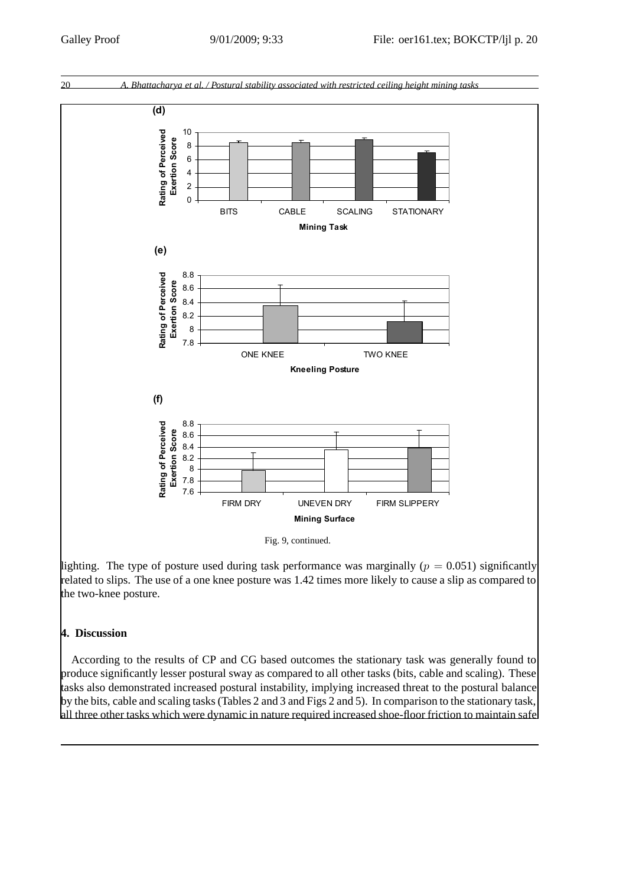Fig. 9, continued.

lighting. The type of posture used during task performance was marginally ($p = 0.051$) significantly related to slips. The use of a one knee posture was 1.42 times more likely to cause a slip as compared to the two-knee posture.

## 4. Discussion

According to the results of CP and CG based outcomes the stationary task was generally found to produce significantly lesser postural sway as compared to all other tasks (bits, cable and scaling). These tasks also demonstrated increased postural instability, implying increased threat to the postural balance by the bits, cable and scaling tasks (Tables 2 and 3 and Figs 2 and 5). In comparison to the stationary task, all three other tasks which were dynamic in nature required increased shoe-floor friction to maintain safe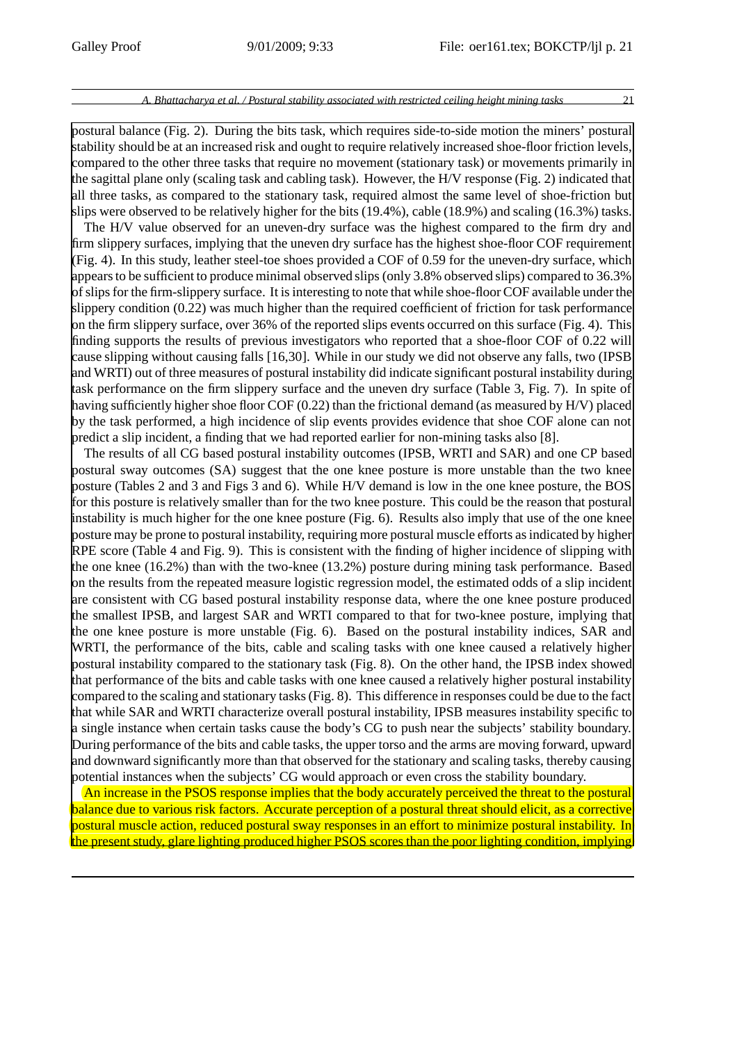postural balance (Fig. 2). During the bits task, which requires side-to-side motion the miners' postural stability should be at an increased risk and ought to require relatively increased shoe-floor friction levels, compared to the other three tasks that require no movement (stationary task) or movements primarily in the sagittal plane only (scaling task and cabling task). However, the H/V response (Fig. 2) indicated that all three tasks, as compared to the stationary task, required almost the same level of shoe-friction but slips were observed to be relatively higher for the bits (19.4%), cable (18.9%) and scaling (16.3%) tasks.

The H/V value observed for an uneven-dry surface was the highest compared to the firm dry and firm slippery surfaces, implying that the uneven dry surface has the highest shoe-floor COF requirement (Fig. 4). In this study, leather steel-toe shoes provided a COF of 0.59 for the uneven-dry surface, which appears to be sufficient to produce minimal observed slips (only 3.8% observed slips) compared to 36.3% of slips for the firm-slippery surface. It is interesting to note that while shoe-floor COF available under the slippery condition (0.22) was much higher than the required coefficient of friction for task performance on the firm slippery surface, over 36% of the reported slips events occurred on this surface (Fig. 4). This finding supports the results of previous investigators who reported that a shoe-floor COF of 0.22 will cause slipping without causing falls [16,30]. While in our study we did not observe any falls, two (IPSB and WRTI) out of three measures of postural instability did indicate significant postural instability during task performance on the firm slippery surface and the uneven dry surface (Table 3, Fig. 7). In spite of having sufficiently higher shoe floor COF (0.22) than the frictional demand (as measured by H/V) placed by the task performed, a high incidence of slip events provides evidence that shoe COF alone can not predict a slip incident, a finding that we had reported earlier for non-mining tasks also [8].

The results of all CG based postural instability outcomes (IPSB, WRTI and SAR) and one CP based postural sway outcomes (SA) suggest that the one knee posture is more unstable than the two knee posture (Tables 2 and 3 and Figs 3 and 6). While H/V demand is low in the one knee posture, the BOS for this posture is relatively smaller than for the two knee posture. This could be the reason that postural instability is much higher for the one knee posture (Fig. 6). Results also imply that use of the one knee posture may be prone to postural instability, requiring more postural muscle efforts as indicated by higher RPE score (Table 4 and Fig. 9). This is consistent with the finding of higher incidence of slipping with the one knee (16.2%) than with the two-knee (13.2%) posture during mining task performance. Based on the results from the repeated measure logistic regression model, the estimated odds of a slip incident are consistent with CG based postural instability response data, where the one knee posture produced the smallest IPSB, and largest SAR and WRTI compared to that for two-knee posture, implying that the one knee posture is more unstable (Fig. 6). Based on the postural instability indices, SAR and WRTI, the performance of the bits, cable and scaling tasks with one knee caused a relatively higher postural instability compared to the stationary task (Fig. 8). On the other hand, the IPSB index showed that performance of the bits and cable tasks with one knee caused a relatively higher postural instability compared to the scaling and stationary tasks (Fig. 8). This difference in responses could be due to the fact that while SAR and WRTI characterize overall postural instability, IPSB measures instability specific to a single instance when certain tasks cause the body's CG to push near the subjects' stability boundary. During performance of the bits and cable tasks, the upper torso and the arms are moving forward, upward and downward significantly more than that observed for the stationary and scaling tasks, thereby causing potential instances when the subjects' CG would approach or even cross the stability boundary.

An increase in the PSOS response implies that the body accurately perceived the threat to the postural balance due to various risk factors. Accurate perception of a postural threat should elicit, as a corrective postural muscle action, reduced postural sway responses in an effort to minimize postural instability. In the present study, glare lighting produced higher PSOS scores than the poor lighting condition, implying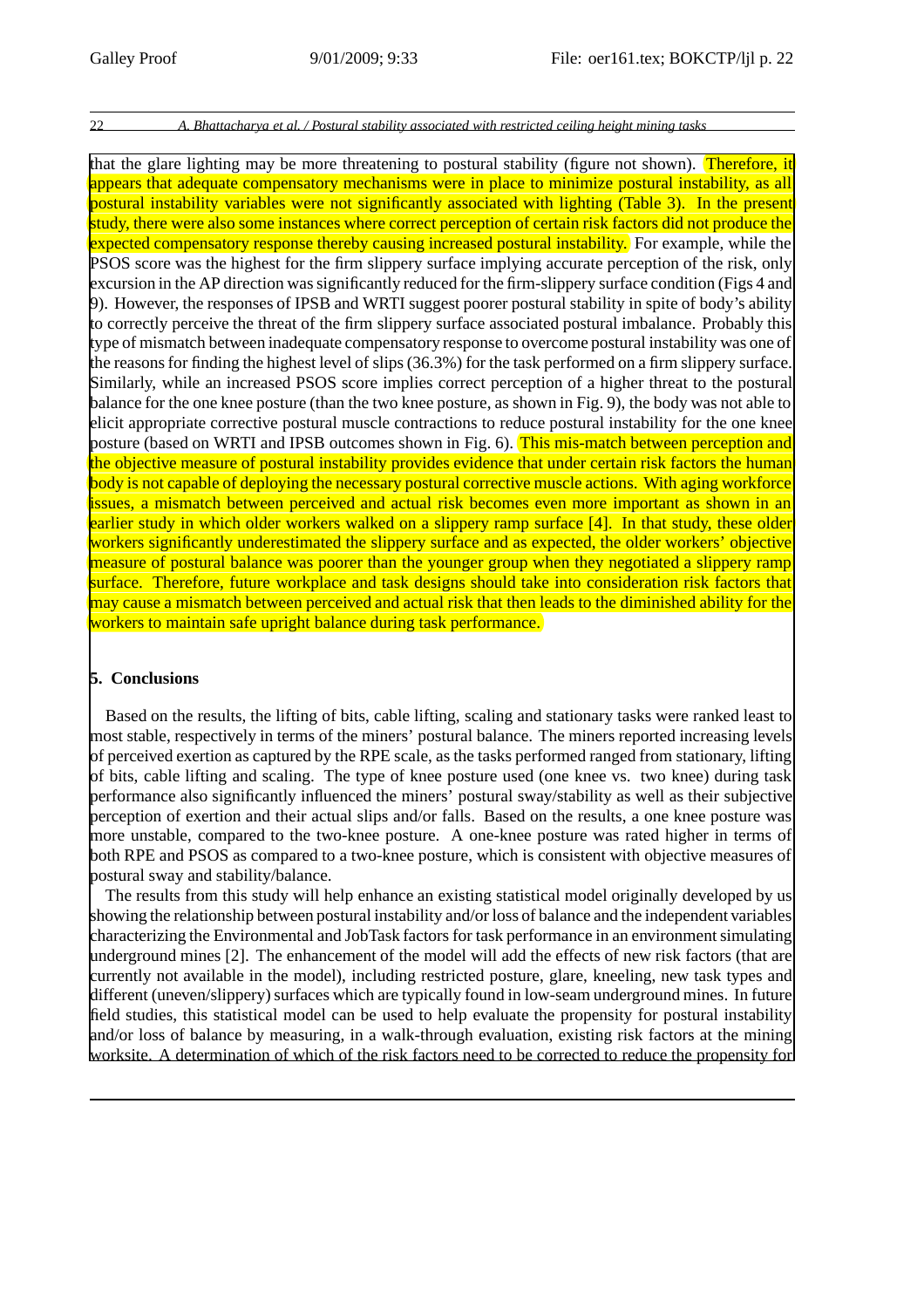that the glare lighting may be more threatening to postural stability (figure not shown). Therefore, it appears that adequate compensatory mechanisms were in place to minimize postural instability, as all postural instability variables were not significantly associated with lighting (Table 3). In the present study, there were also some instances where correct perception of certain risk factors did not produce the expected compensatory response thereby causing increased postural instability. For example, while the PSOS score was the highest for the firm slippery surface implying accurate perception of the risk, only excursion in the AP direction was significantly reduced for the firm-slippery surface condition (Figs 4 and 9). However, the responses of IPSB and WRTI suggest poorer postural stability in spite of body's ability to correctly perceive the threat of the firm slippery surface associated postural imbalance. Probably this type of mismatch between inadequate compensatory response to overcome postural instability was one of the reasons for finding the highest level of slips (36.3%) for the task performed on a firm slippery surface. Similarly, while an increased PSOS score implies correct perception of a higher threat to the postural balance for the one knee posture (than the two knee posture, as shown in Fig. 9), the body was not able to elicit appropriate corrective postural muscle contractions to reduce postural instability for the one knee posture (based on WRTI and IPSB outcomes shown in Fig. 6). This mis-match between perception and the objective measure of postural instability provides evidence that under certain risk factors the human body is not capable of deploying the necessary postural corrective muscle actions. With aging workforce issues, a mismatch between perceived and actual risk becomes even more important as shown in an earlier study in which older workers walked on a slippery ramp surface [4]. In that study, these older workers significantly underestimated the slippery surface and as expected, the older workers' objective measure of postural balance was poorer than the younger group when they negotiated a slippery ramp surface. Therefore, future workplace and task designs should take into consideration risk factors that may cause a mismatch between perceived and actual risk that then leads to the diminished ability for the workers to maintain safe upright balance during task performance.

## 5. Conclusions

Based on the results, the lifting of bits, cable lifting, scaling and stationary tasks were ranked least to most stable, respectively in terms of the miners' postural balance. The miners reported increasing levels of perceived exertion as captured by the RPE scale, as the tasks performed ranged from stationary, lifting of bits, cable lifting and scaling. The type of knee posture used (one knee vs. two knee) during task performance also significantly influenced the miners' postural sway/stability as well as their subjective perception of exertion and their actual slips and/or falls. Based on the results, a one knee posture was more unstable, compared to the two-knee posture. A one-knee posture was rated higher in terms of both RPE and PSOS as compared to a two-knee posture, which is consistent with objective measures of postural sway and stability/balance.

The results from this study will help enhance an existing statistical model originally developed by us showing the relationship between postural instability and/or loss of balance and the independent variables characterizing the Environmental and JobTask factors for task performance in an environment simulating underground mines [2]. The enhancement of the model will add the effects of new risk factors (that are currently not available in the model), including restricted posture, glare, kneeling, new task types and different (uneven/slippery) surfaces which are typically found in low-seam underground mines. In future field studies, this statistical model can be used to help evaluate the propensity for postural instability and/or loss of balance by measuring, in a walk-through evaluation, existing risk factors at the mining worksite. A determination of which of the risk factors need to be corrected to reduce the propensity for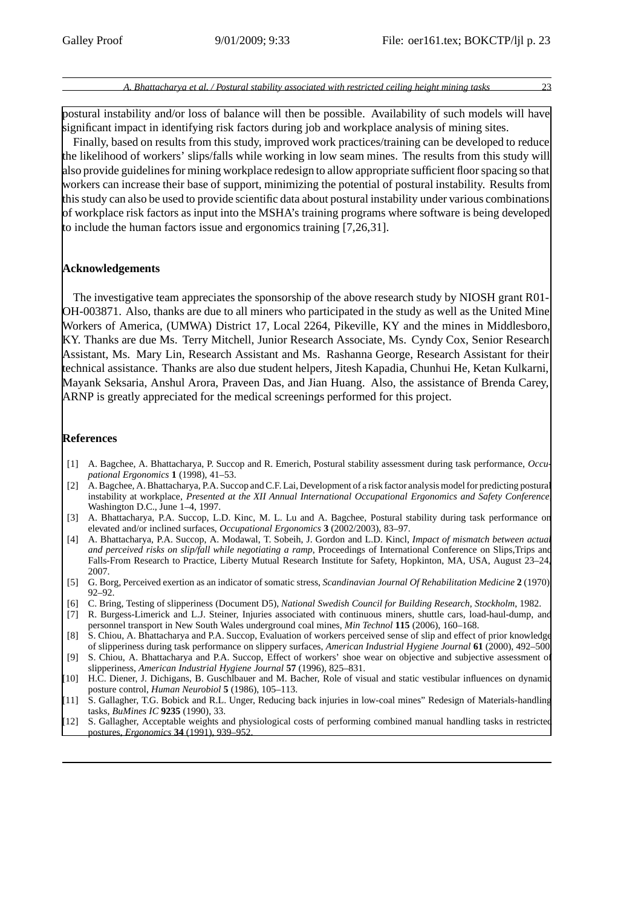postural instability and/or loss of balance will then be possible. Availability of such models will have significant impact in identifying risk factors during job and workplace analysis of mining sites.

Finally, based on results from this study, improved work practices/training can be developed to reduce the likelihood of workers' slips/falls while working in low seam mines. The results from this study will also provide guidelines for mining workplace redesign to allow appropriate sufficient floor spacing so that workers can increase their base of support, minimizing the potential of postural instability. Results from this study can also be used to provide scientific data about postural instability under various combinations of workplace risk factors as input into the MSHA's training programs where software is being developed to include the human factors issue and ergonomics training [7,26,31].

## Acknowledgements

The investigative team appreciates the sponsorship of the above research study by NIOSH grant R01-OH-003871. Also, thanks are due to all miners who participated in the study as well as the United Mine Workers of America, (UMWA) District 17, Local 2264, Pikeville, KY and the mines in Middlesboro, KY. Thanks are due Ms. Terry Mitchell, Junior Research Associate, Ms. Cyndy Cox, Senior Research Assistant, Ms. Mary Lin, Research Assistant and Ms. Rashanna George, Research Assistant for their technical assistance. Thanks are also due student helpers, Jitesh Kapadia, Chunhui He, Ketan Kulkarni, Mayank Seksaria, Anshul Arora, Praveen Das, and Jian Huang. Also, the assistance of Brenda Carey, ARNP is greatly appreciated for the medical screenings performed for this project.

## References

[1] A. Bagchee, A. Bhattacharya, P. Succop and R. Emerich, Postural stability assessment during task performance, *Occupational Ergonomics* **1** (1998), 41–53.

[2] A. Bagchee, A. Bhattacharya, P.A. Succop and C.F. Lai, Development of a risk factor analysis model for predicting postural instability at workplace, *Presented at the XII Annual International Occupational Ergonomics and Safety Conference*, Washington D.C., June 1–4, 1997.

[3] A. Bhattacharya, P.A. Succop, L.D. Kinc, M. L. Lu and A. Bagchee, Postural stability during task performance on elevated and/or inclined surfaces, *Occupational Ergonomics* **3** (2002/2003), 83–97.

[4] A. Bhattacharya, P.A. Succop, A. Modawal, T. Sobeih, J. Gordon and L.D. Kincl, *Impact of mismatch between actual and perceived risks on slip/fall while negotiating a ramp*, Proceedings of International Conference on Slips,Trips and Falls-From Research to Practice, Liberty Mutual Research Institute for Safety, Hopkinton, MA, USA, August 23–24, 2007.

[5] G. Borg, Perceived exertion as an indicator of somatic stress, *Scandinavian Journal Of Rehabilitation Medicine* **2** (1970), 92–92.

[6] C. Bring, Testing of slipperiness (Document D5), *National Swedish Council for Building Research, Stockholm*, 1982.

[7] R. Burgess-Limerick and L.J. Steiner, Injuries associated with continuous miners, shuttle cars, load-haul-dump, and personnel transport in New South Wales underground coal mines, *Min Technol* **115** (2006), 160–168.

[8] S. Chiou, A. Bhattacharya and P.A. Succop, Evaluation of workers perceived sense of slip and effect of prior knowledge of slipperiness during task performance on slippery surfaces, *American Industrial Hygiene Journal* **61** (2000), 492–500.

[9] S. Chiou, A. Bhattacharya and P.A. Succop, Effect of workers' shoe wear on objective and subjective assessment of slipperiness, *American Industrial Hygiene Journal* **57** (1996), 825–831.

[10] H.C. Diener, J. Dichigans, B. Guschlbauer and M. Bacher, Role of visual and static vestibular influences on dynamic posture control, *Human Neurobiol* **5** (1986), 105–113.

[11] S. Gallagher, T.G. Bobick and R.L. Unger, Reducing back injuries in low-coal mines" Redesign of Materials-handling tasks, *BuMines IC* **9235** (1990), 33.

[12] S. Gallagher, Acceptable weights and physiological costs of performing combined manual handling tasks in restricted postures, *Ergonomics* **34** (1991), 939–952.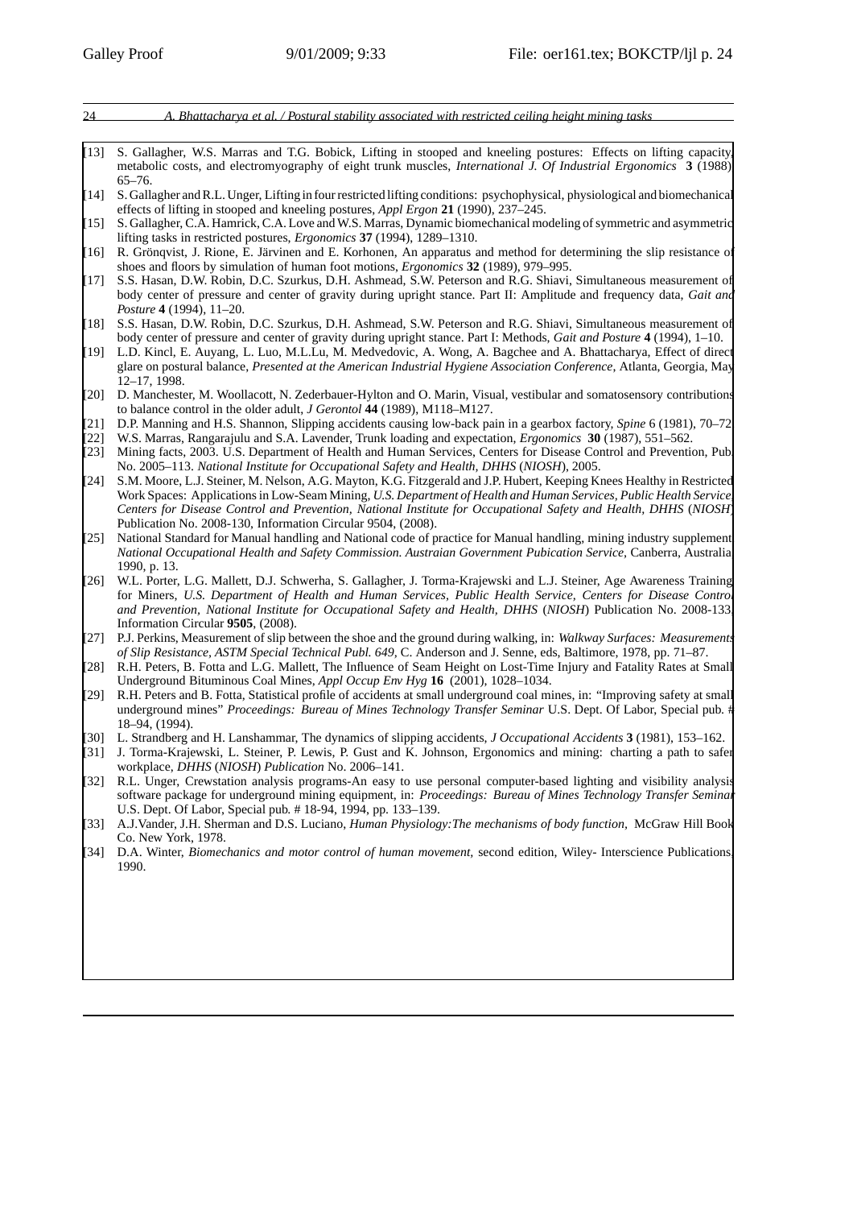[13] S. Gallagher, W.S. Marras and T.G. Bobick, Lifting in stooped and kneeling postures: Effects on lifting capacity, metabolic costs, and electromyography of eight trunk muscles, *International J. Of Industrial Ergonomics* **3** (1988), 65–76.

[14] S. Gallagher and R.L. Unger, Lifting in four restricted lifting conditions: psychophysical, physiological and biomechanical effects of lifting in stooped and kneeling postures, *Appl Ergon* **21** (1990), 237–245.

[15] S. Gallagher, C.A. Hamrick, C.A. Love and W.S. Marras, Dynamic biomechanical modeling of symmetric and asymmetric lifting tasks in restricted postures, *Ergonomics* **37** (1994), 1289–1310.

[16] R. Grönqvist, J. Rione, E. Järvinen and E. Korhonen, An apparatus and method for determining the slip resistance of shoes and floors by simulation of human foot motions, *Ergonomics* **32** (1989), 979–995.

[17] S.S. Hasan, D.W. Robin, D.C. Szurkus, D.H. Ashmead, S.W. Peterson and R.G. Shiavi, Simultaneous measurement of body center of pressure and center of gravity during upright stance. Part II: Amplitude and frequency data, *Gait and Posture* **4** (1994), 11–20.

[18] S.S. Hasan, D.W. Robin, D.C. Szurkus, D.H. Ashmead, S.W. Peterson and R.G. Shiavi, Simultaneous measurement of body center of pressure and center of gravity during upright stance. Part I: Methods, *Gait and Posture* **4** (1994), 1–10.

[19] L.D. Kincl, E. Auyang, L. Luo, M.L.Lu, M. Medvedovic, A. Wong, A. Bagchee and A. Bhattacharya, Effect of direct glare on postural balance, *Presented at the American Industrial Hygiene Association Conference*, Atlanta, Georgia, May 12–17, 1998.

[20] D. Manchester, M. Woollacott, N. Zederbauer-Hylton and O. Marin, Visual, vestibular and somatosensory contributions to balance control in the older adult, *J Gerontol* **44** (1989), M118–M127.

[21] D.P. Manning and H.S. Shannon, Slipping accidents causing low-back pain in a gearbox factory, *Spine* 6 (1981), 70–72.

[22] W.S. Marras, Rangarajulu and S.A. Lavender, Trunk loading and expectation, *Ergonomics* **30** (1987), 551–562.

[23] Mining facts, 2003. U.S. Department of Health and Human Services, Centers for Disease Control and Prevention, Pub. No. 2005–113. *National Institute for Occupational Safety and Health, DHHS* (*NIOSH*), 2005.

[24] S.M. Moore, L.J. Steiner, M. Nelson, A.G. Mayton, K.G. Fitzgerald and J.P. Hubert, Keeping Knees Healthy in Restricted Work Spaces: Applications in Low-Seam Mining, *U.S. Department of Health and Human Services, Public Health Service, Centers for Disease Control and Prevention, National Institute for Occupational Safety and Health, DHHS* (*NIOSH*) Publication No. 2008-130, Information Circular 9504, (2008).

[25] National Standard for Manual handling and National code of practice for Manual handling, mining industry supplement. *National Occupational Health and Safety Commission. Austraian Government Pubication Service*, Canberra, Australia, 1990, p. 13.

[26] W.L. Porter, L.G. Mallett, D.J. Schwerha, S. Gallagher, J. Torma-Krajewski and L.J. Steiner, Age Awareness Training for Miners, *U.S. Department of Health and Human Services, Public Health Service, Centers for Disease Control and Prevention, National Institute for Occupational Safety and Health, DHHS* (*NIOSH*) Publication No. 2008-133, Information Circular **9505**, (2008).

[27] P.J. Perkins, Measurement of slip between the shoe and the ground during walking, in: *Walkway Surfaces: Measurements of Slip Resistance, ASTM Special Technical Publ. 649*, C. Anderson and J. Senne, eds, Baltimore, 1978, pp. 71–87.

[28] R.H. Peters, B. Fotta and L.G. Mallett, The Influence of Seam Height on Lost-Time Injury and Fatality Rates at Small Underground Bituminous Coal Mines, *Appl Occup Env Hyg* **16** (2001), 1028–1034.

[29] R.H. Peters and B. Fotta, Statistical profile of accidents at small underground coal mines, in: "Improving safety at small underground mines" *Proceedings: Bureau of Mines Technology Transfer Seminar* U.S. Dept. Of Labor, Special pub. # 18–94, (1994).

[30] L. Strandberg and H. Lanshammar, The dynamics of slipping accidents, *J Occupational Accidents* **3** (1981), 153–162.

[31] J. Torma-Krajewski, L. Steiner, P. Lewis, P. Gust and K. Johnson, Ergonomics and mining: charting a path to safer workplace, *DHHS* (*NIOSH*) *Publication* No. 2006–141.

[32] R.L. Unger, Crewstation analysis programs-An easy to use personal computer-based lighting and visibility analysis software package for underground mining equipment, in: *Proceedings: Bureau of Mines Technology Transfer Seminar* U.S. Dept. Of Labor, Special pub. # 18-94, 1994, pp. 133–139.

[33] A.J.Vander, J.H. Sherman and D.S. Luciano, *Human Physiology:The mechanisms of body function*, McGraw Hill Book Co. New York, 1978.

[34] D.A. Winter, *Biomechanics and motor control of human movement*, second edition, Wiley- Interscience Publications, 1990.